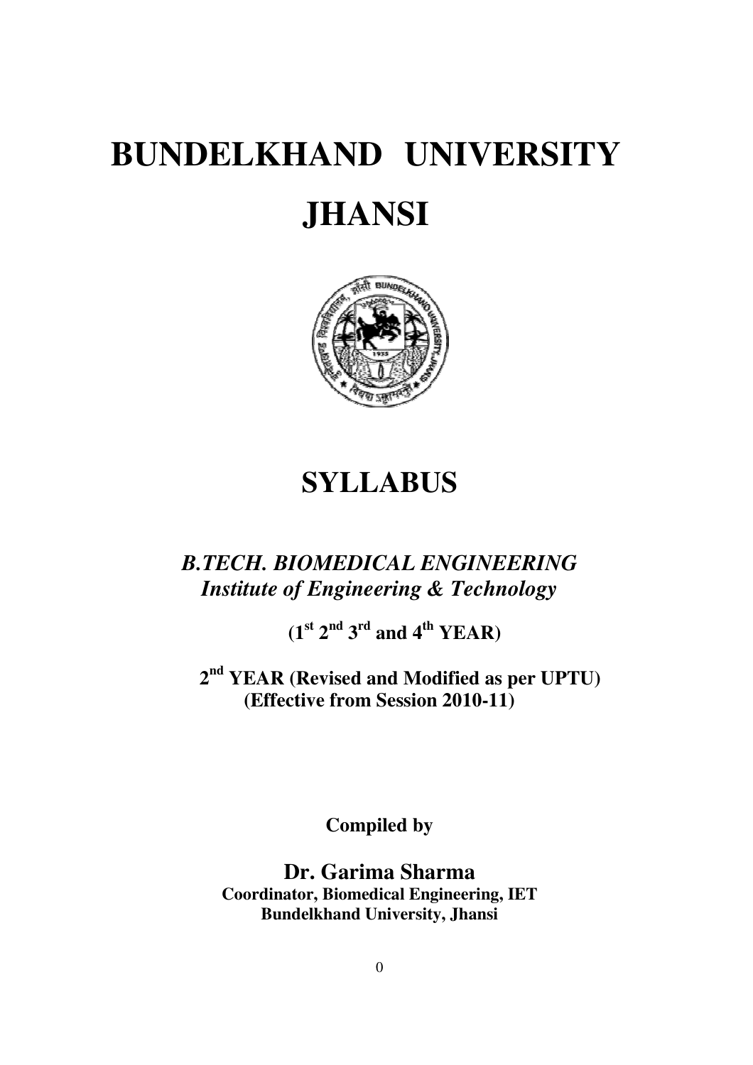# BUNDELKHAND UNIVERSITY

# JHANSI

## SYLLABUS

### *B.TECH. BIOMEDICAL ENGINEERING*

### *Institute of Engineering & Technology*

**(1st 2nd 3rd and 4th YEAR)**

**2nd YEAR (Revised and Modified as per UPTU)**
**(Effective from Session 2010-11)**

**Compiled by**

**Dr. Garima Sharma**
**Coordinator, Biomedical Engineering, IET**
**Bundelkhand University, Jhansi**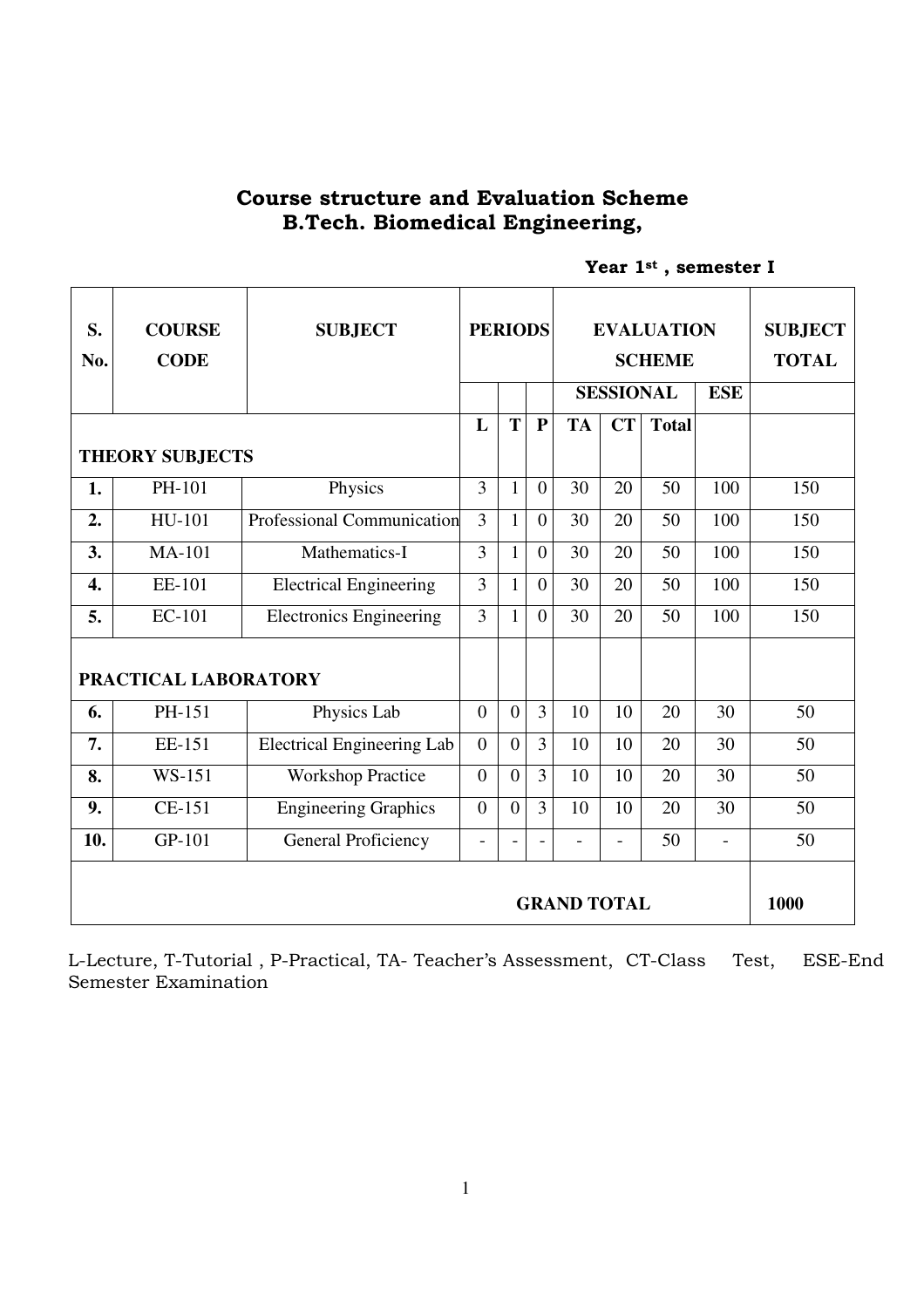# Course structure and Evaluation Scheme
## B.Tech. Biomedical Engineering,

**Year 1st , semester I**

| S. No. | COURSE CODE | SUBJECT | PERIODS | | | EVALUATION SCHEME | | | | SUBJECT TOTAL |
|---|---|---|---|---|---|---|---|---|---|---|
| | | | | | | SESSIONAL | | | ESE | |
| | | | L | T | P | TA | CT | Total | | |
| **THEORY SUBJECTS** | | | | | | | | | | |
| **1.** | PH-101 | Physics | 3 | 1 | 0 | 30 | 20 | 50 | 100 | 150 |
| **2.** | HU-101 | Professional Communication | 3 | 1 | 0 | 30 | 20 | 50 | 100 | 150 |
| **3.** | MA-101 | Mathematics-I | 3 | 1 | 0 | 30 | 20 | 50 | 100 | 150 |
| **4.** | EE-101 | Electrical Engineering | 3 | 1 | 0 | 30 | 20 | 50 | 100 | 150 |
| **5.** | EC-101 | Electronics Engineering | 3 | 1 | 0 | 30 | 20 | 50 | 100 | 150 |
| **PRACTICAL LABORATORY** | | | | | | | | | | |
| **6.** | PH-151 | Physics Lab | 0 | 0 | 3 | 10 | 10 | 20 | 30 | 50 |
| **7.** | EE-151 | Electrical Engineering Lab | 0 | 0 | 3 | 10 | 10 | 20 | 30 | 50 |
| **8.** | WS-151 | Workshop Practice | 0 | 0 | 3 | 10 | 10 | 20 | 30 | 50 |
| **9.** | CE-151 | Engineering Graphics | 0 | 0 | 3 | 10 | 10 | 20 | 30 | 50 |
| **10.** | GP-101 | General Proficiency | - | - | - | - | - | 50 | - | 50 |
| | | | | | | **GRAND TOTAL** | | | | **1000** |

L-Lecture, T-Tutorial , P-Practical, TA- Teacher's Assessment, CT-Class Test, ESE-End Semester Examination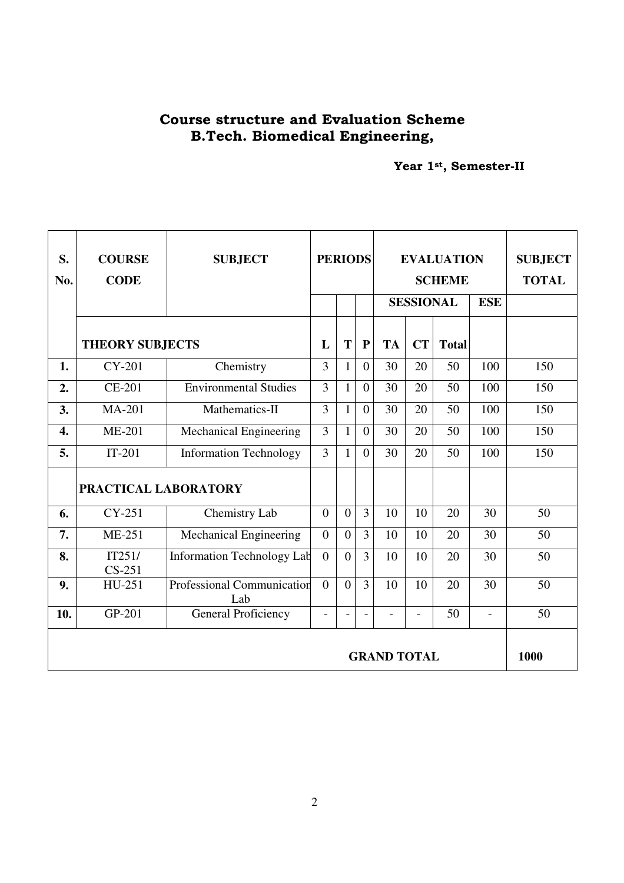# Course structure and Evaluation Scheme
## B.Tech. Biomedical Engineering,

**Year 1st, Semester-II**

| S. No. | COURSE CODE | SUBJECT | PERIODS | | | EVALUATION SCHEME | | | | SUBJECT TOTAL |
|---|---|---|---|---|---|---|---|---|---|---|
| | | | | | | SESSIONAL | | | ESE | |
| | **THEORY SUBJECTS** | | **L** | **T** | **P** | **TA** | **CT** | **Total** | | |
| **1.** | CY-201 | Chemistry | 3 | 1 | 0 | 30 | 20 | 50 | 100 | 150 |
| **2.** | CE-201 | Environmental Studies | 3 | 1 | 0 | 30 | 20 | 50 | 100 | 150 |
| **3.** | MA-201 | Mathematics-II | 3 | 1 | 0 | 30 | 20 | 50 | 100 | 150 |
| **4.** | ME-201 | Mechanical Engineering | 3 | 1 | 0 | 30 | 20 | 50 | 100 | 150 |
| **5.** | IT-201 | Information Technology | 3 | 1 | 0 | 30 | 20 | 50 | 100 | 150 |
| | **PRACTICAL LABORATORY** | | | | | | | | | |
| **6.** | CY-251 | Chemistry Lab | 0 | 0 | 3 | 10 | 10 | 20 | 30 | 50 |
| **7.** | ME-251 | Mechanical Engineering | 0 | 0 | 3 | 10 | 10 | 20 | 30 | 50 |
| **8.** | IT251/ CS-251 | Information Technology Lab | 0 | 0 | 3 | 10 | 10 | 20 | 30 | 50 |
| **9.** | HU-251 | Professional Communication Lab | 0 | 0 | 3 | 10 | 10 | 20 | 30 | 50 |
| **10.** | GP-201 | General Proficiency | - | - | - | - | - | 50 | - | 50 |
| | | | | | | **GRAND TOTAL** | | | | **1000** |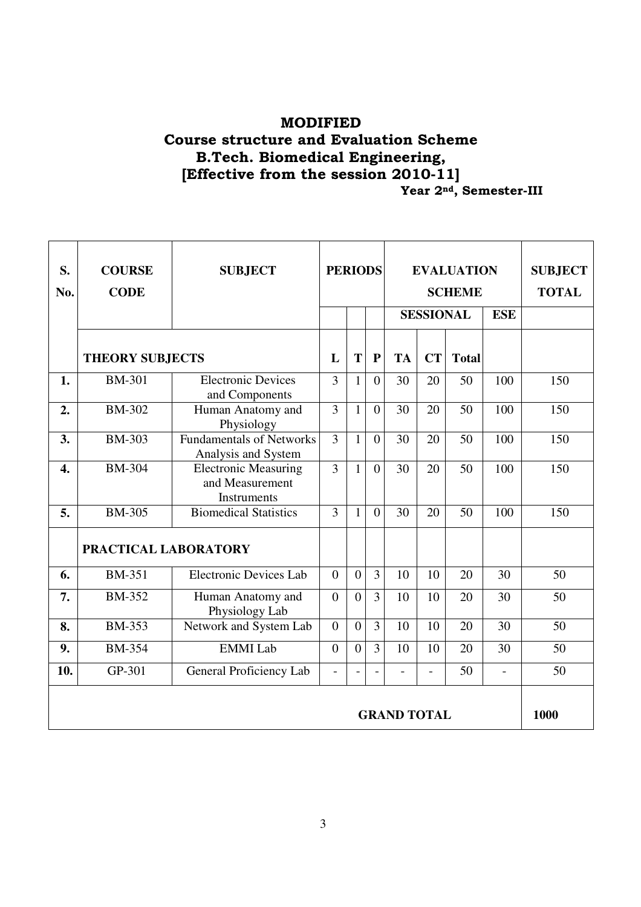# MODIFIED
## Course structure and Evaluation Scheme
## B.Tech. Biomedical Engineering,
## [Effective from the session 2010-11]

**Year 2nd, Semester-III**

| S. No. | COURSE CODE | SUBJECT | PERIODS | | | EVALUATION SCHEME | | | | SUBJECT TOTAL |
|---|---|---|---|---|---|---|---|---|---|---|
| | | | | | | SESSIONAL | | | ESE | |
| | **THEORY SUBJECTS** | | **L** | **T** | **P** | **TA** | **CT** | **Total** | | |
| **1.** | BM-301 | Electronic Devices and Components | 3 | 1 | 0 | 30 | 20 | 50 | 100 | 150 |
| **2.** | BM-302 | Human Anatomy and Physiology | 3 | 1 | 0 | 30 | 20 | 50 | 100 | 150 |
| **3.** | BM-303 | Fundamentals of Networks Analysis and System | 3 | 1 | 0 | 30 | 20 | 50 | 100 | 150 |
| **4.** | BM-304 | Electronic Measuring and Measurement Instruments | 3 | 1 | 0 | 30 | 20 | 50 | 100 | 150 |
| **5.** | BM-305 | Biomedical Statistics | 3 | 1 | 0 | 30 | 20 | 50 | 100 | 150 |
| | **PRACTICAL LABORATORY** | | | | | | | | | |
| **6.** | BM-351 | Electronic Devices Lab | 0 | 0 | 3 | 10 | 10 | 20 | 30 | 50 |
| **7.** | BM-352 | Human Anatomy and Physiology Lab | 0 | 0 | 3 | 10 | 10 | 20 | 30 | 50 |
| **8.** | BM-353 | Network and System Lab | 0 | 0 | 3 | 10 | 10 | 20 | 30 | 50 |
| **9.** | BM-354 | EMMI Lab | 0 | 0 | 3 | 10 | 10 | 20 | 30 | 50 |
| **10.** | GP-301 | General Proficiency Lab | - | - | - | - | - | 50 | - | 50 |
| | | | | | | **GRAND TOTAL** | | | | **1000** |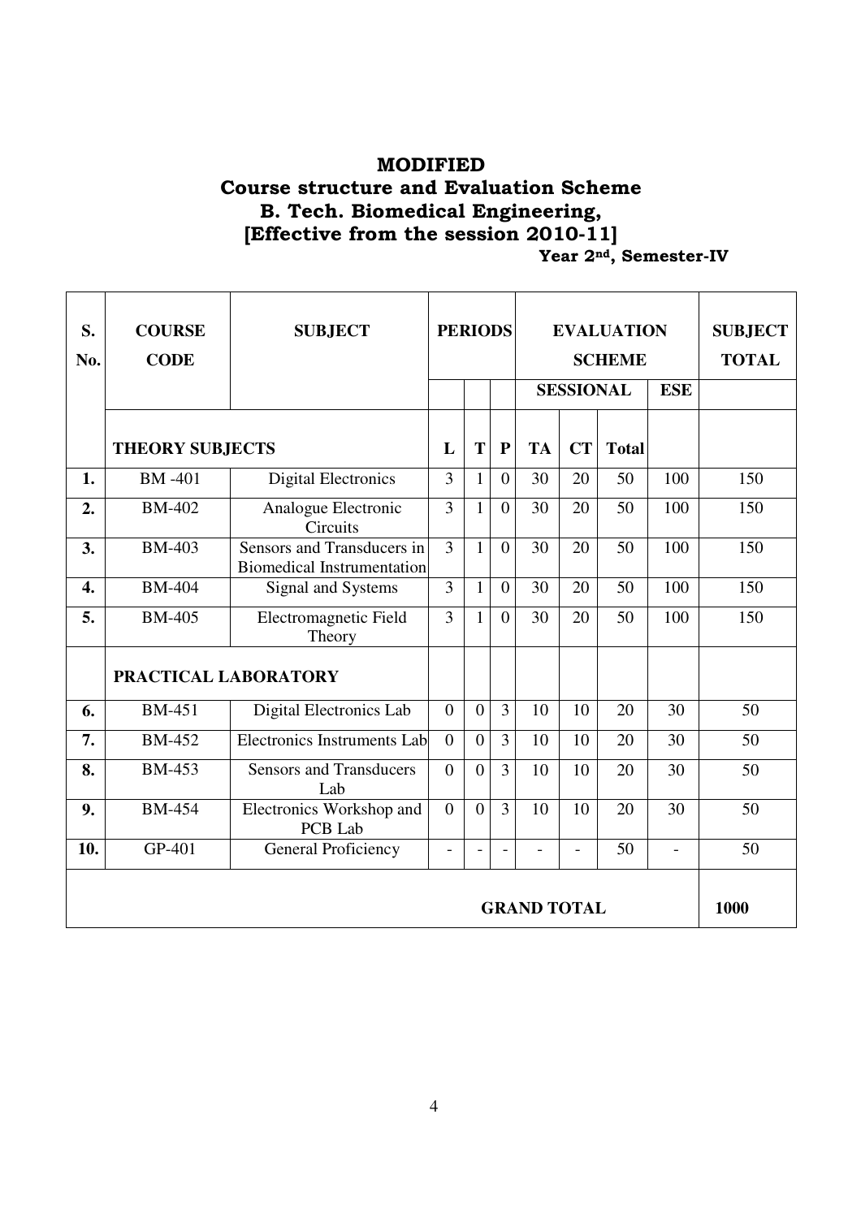# MODIFIED
## Course structure and Evaluation Scheme
## B. Tech. Biomedical Engineering,
## [Effective from the session 2010-11]

**Year 2nd, Semester-IV**

| S. No. | COURSE CODE | SUBJECT | PERIODS | | | EVALUATION SCHEME | | | | SUBJECT TOTAL |
|---|---|---|---|---|---|---|---|---|---|---|
| | | | | | | SESSIONAL | | | ESE | |
| | **THEORY SUBJECTS** | | **L** | **T** | **P** | **TA** | **CT** | **Total** | | |
| **1.** | BM -401 | Digital Electronics | 3 | 1 | 0 | 30 | 20 | 50 | 100 | 150 |
| **2.** | BM-402 | Analogue Electronic Circuits | 3 | 1 | 0 | 30 | 20 | 50 | 100 | 150 |
| **3.** | BM-403 | Sensors and Transducers in Biomedical Instrumentation | 3 | 1 | 0 | 30 | 20 | 50 | 100 | 150 |
| **4.** | BM-404 | Signal and Systems | 3 | 1 | 0 | 30 | 20 | 50 | 100 | 150 |
| **5.** | BM-405 | Electromagnetic Field Theory | 3 | 1 | 0 | 30 | 20 | 50 | 100 | 150 |
| | **PRACTICAL LABORATORY** | | | | | | | | | |
| **6.** | BM-451 | Digital Electronics Lab | 0 | 0 | 3 | 10 | 10 | 20 | 30 | 50 |
| **7.** | BM-452 | Electronics Instruments Lab | 0 | 0 | 3 | 10 | 10 | 20 | 30 | 50 |
| **8.** | BM-453 | Sensors and Transducers Lab | 0 | 0 | 3 | 10 | 10 | 20 | 30 | 50 |
| **9.** | BM-454 | Electronics Workshop and PCB Lab | 0 | 0 | 3 | 10 | 10 | 20 | 30 | 50 |
| **10.** | GP-401 | General Proficiency | - | - | - | - | - | 50 | - | 50 |
| | | | | | | **GRAND TOTAL** | | | | **1000** |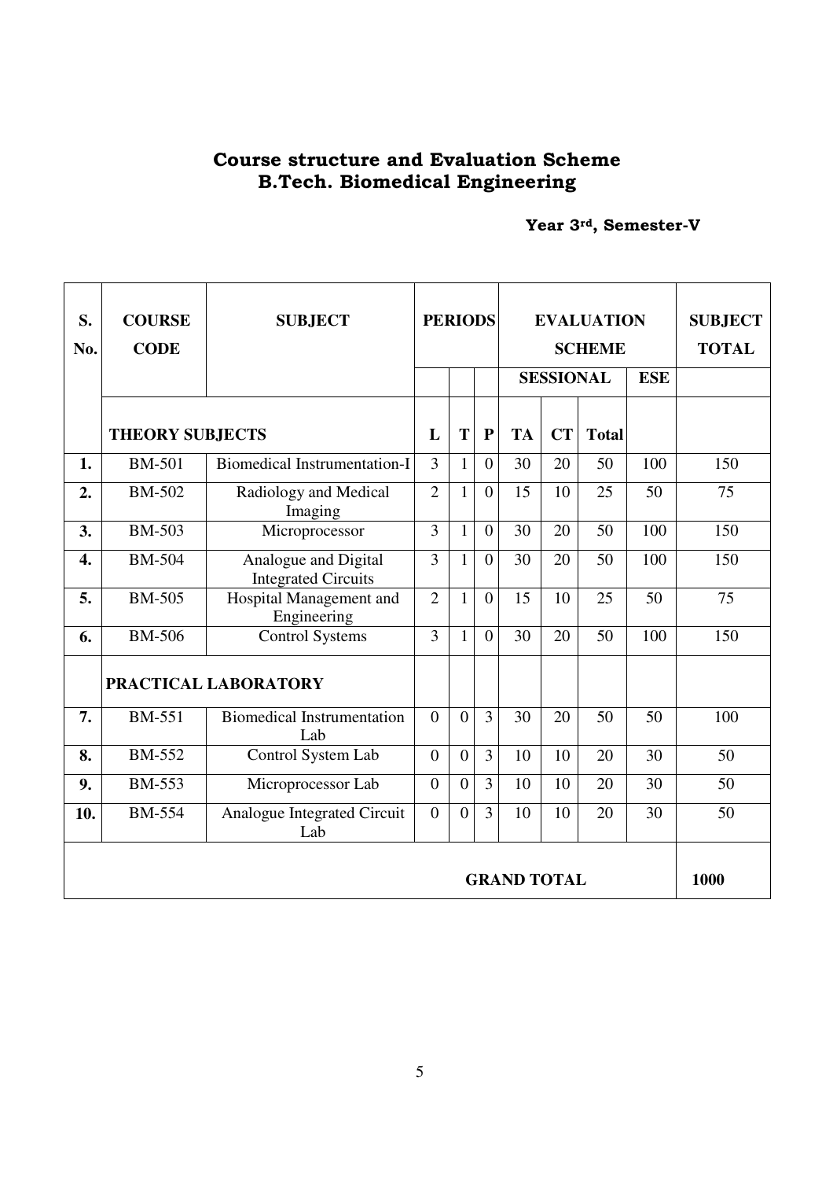## Course structure and Evaluation Scheme
## B.Tech. Biomedical Engineering

**Year 3rd, Semester-V**

| S. No. | COURSE CODE | SUBJECT | PERIODS | | | EVALUATION SCHEME | | | | SUBJECT TOTAL |
|---|---|---|---|---|---|---|---|---|---|---|
| | | | | | | SESSIONAL | | | ESE | |
| | THEORY SUBJECTS | | L | T | P | TA | CT | Total | | |
| 1. | BM-501 | Biomedical Instrumentation-I | 3 | 1 | 0 | 30 | 20 | 50 | 100 | 150 |
| 2. | BM-502 | Radiology and Medical Imaging | 2 | 1 | 0 | 15 | 10 | 25 | 50 | 75 |
| 3. | BM-503 | Microprocessor | 3 | 1 | 0 | 30 | 20 | 50 | 100 | 150 |
| 4. | BM-504 | Analogue and Digital Integrated Circuits | 3 | 1 | 0 | 30 | 20 | 50 | 100 | 150 |
| 5. | BM-505 | Hospital Management and Engineering | 2 | 1 | 0 | 15 | 10 | 25 | 50 | 75 |
| 6. | BM-506 | Control Systems | 3 | 1 | 0 | 30 | 20 | 50 | 100 | 150 |
| | PRACTICAL LABORATORY | | | | | | | | | |
| 7. | BM-551 | Biomedical Instrumentation Lab | 0 | 0 | 3 | 30 | 20 | 50 | 50 | 100 |
| 8. | BM-552 | Control System Lab | 0 | 0 | 3 | 10 | 10 | 20 | 30 | 50 |
| 9. | BM-553 | Microprocessor Lab | 0 | 0 | 3 | 10 | 10 | 20 | 30 | 50 |
| 10. | BM-554 | Analogue Integrated Circuit Lab | 0 | 0 | 3 | 10 | 10 | 20 | 30 | 50 |
| | | | | | | GRAND TOTAL | | | | 1000 |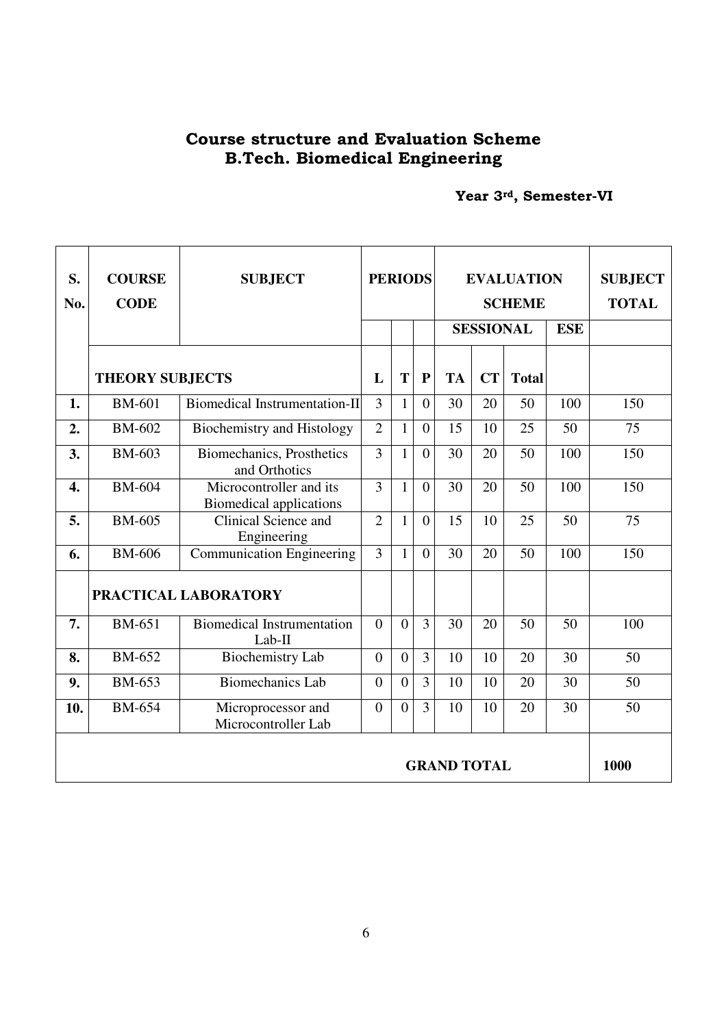## Course structure and Evaluation Scheme
## B.Tech. Biomedical Engineering

**Year 3rd, Semester-VI**

| S. No. | COURSE CODE | SUBJECT | PERIODS | | | EVALUATION SCHEME | | | | SUBJECT TOTAL |
|---|---|---|---|---|---|---|---|---|---|---|
| | | | | | | SESSIONAL | | | ESE | |
| | THEORY SUBJECTS | | L | T | P | TA | CT | Total | | |
| 1. | BM-601 | Biomedical Instrumentation-II | 3 | 1 | 0 | 30 | 20 | 50 | 100 | 150 |
| 2. | BM-602 | Biochemistry and Histology | 2 | 1 | 0 | 15 | 10 | 25 | 50 | 75 |
| 3. | BM-603 | Biomechanics, Prosthetics and Orthotics | 3 | 1 | 0 | 30 | 20 | 50 | 100 | 150 |
| 4. | BM-604 | Microcontroller and its Biomedical applications | 3 | 1 | 0 | 30 | 20 | 50 | 100 | 150 |
| 5. | BM-605 | Clinical Science and Engineering | 2 | 1 | 0 | 15 | 10 | 25 | 50 | 75 |
| 6. | BM-606 | Communication Engineering | 3 | 1 | 0 | 30 | 20 | 50 | 100 | 150 |
| | PRACTICAL LABORATORY | | | | | | | | | |
| 7. | BM-651 | Biomedical Instrumentation Lab-II | 0 | 0 | 3 | 30 | 20 | 50 | 50 | 100 |
| 8. | BM-652 | Biochemistry Lab | 0 | 0 | 3 | 10 | 10 | 20 | 30 | 50 |
| 9. | BM-653 | Biomechanics Lab | 0 | 0 | 3 | 10 | 10 | 20 | 30 | 50 |
| 10. | BM-654 | Microprocessor and Microcontroller Lab | 0 | 0 | 3 | 10 | 10 | 20 | 30 | 50 |
| | | | | | | GRAND TOTAL | | | | 1000 |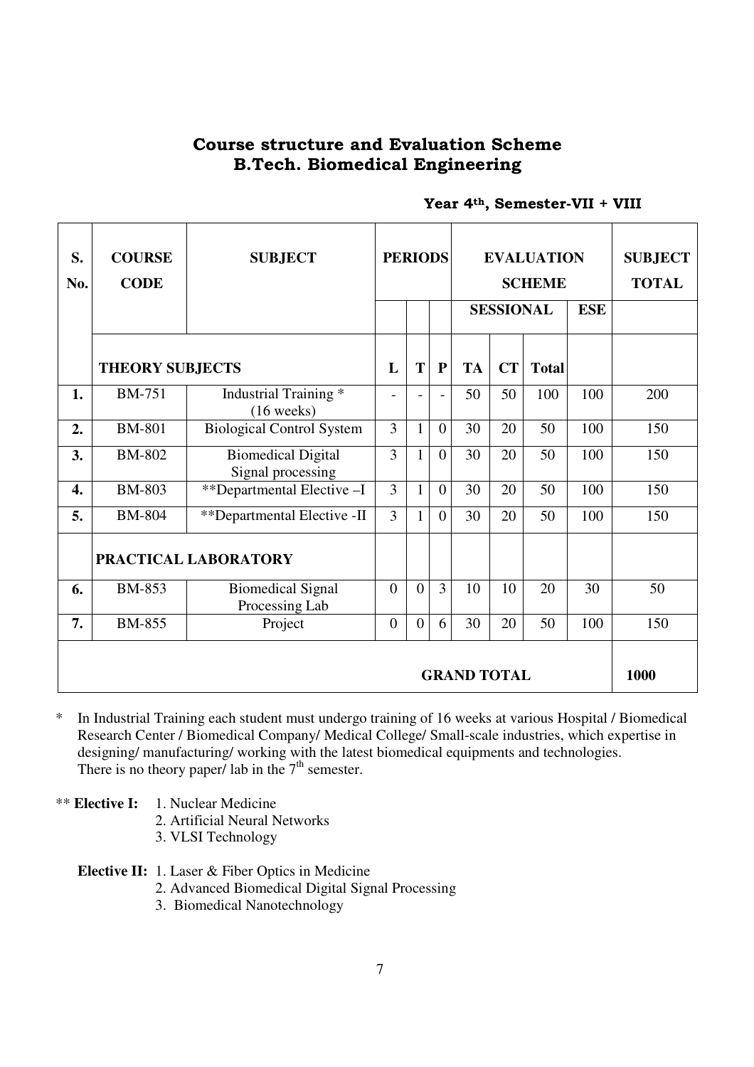## Course structure and Evaluation Scheme
## B.Tech. Biomedical Engineering

**Year 4th, Semester-VII + VIII**

| S. No. | COURSE CODE | SUBJECT | PERIODS | | | EVALUATION SCHEME | | | | SUBJECT TOTAL |
|---|---|---|---|---|---|---|---|---|---|---|
| | | | | | | SESSIONAL | | | ESE | |
| | **THEORY SUBJECTS** | | **L** | **T** | **P** | **TA** | **CT** | **Total** | | |
| **1.** | BM-751 | Industrial Training * (16 weeks) | - | - | - | 50 | 50 | 100 | 100 | 200 |
| **2.** | BM-801 | Biological Control System | 3 | 1 | 0 | 30 | 20 | 50 | 100 | 150 |
| **3.** | BM-802 | Biomedical Digital Signal processing | 3 | 1 | 0 | 30 | 20 | 50 | 100 | 150 |
| **4.** | BM-803 | **Departmental Elective –I | 3 | 1 | 0 | 30 | 20 | 50 | 100 | 150 |
| **5.** | BM-804 | **Departmental Elective -II | 3 | 1 | 0 | 30 | 20 | 50 | 100 | 150 |
| | **PRACTICAL LABORATORY** | | | | | | | | | |
| **6.** | BM-853 | Biomedical Signal Processing Lab | 0 | 0 | 3 | 10 | 10 | 20 | 30 | 50 |
| **7.** | BM-855 | Project | 0 | 0 | 6 | 30 | 20 | 50 | 100 | 150 |
| | | | | | | **GRAND TOTAL** | | | | **1000** |

\* In Industrial Training each student must undergo training of 16 weeks at various Hospital / Biomedical Research Center / Biomedical Company/ Medical College/ Small-scale industries, which expertise in designing/ manufacturing/ working with the latest biomedical equipments and technologies. There is no theory paper/ lab in the 7th semester.

** **Elective I:**
1. Nuclear Medicine
2. Artificial Neural Networks
3. VLSI Technology

**Elective II:**
1. Laser & Fiber Optics in Medicine
2. Advanced Biomedical Digital Signal Processing
3. Biomedical Nanotechnology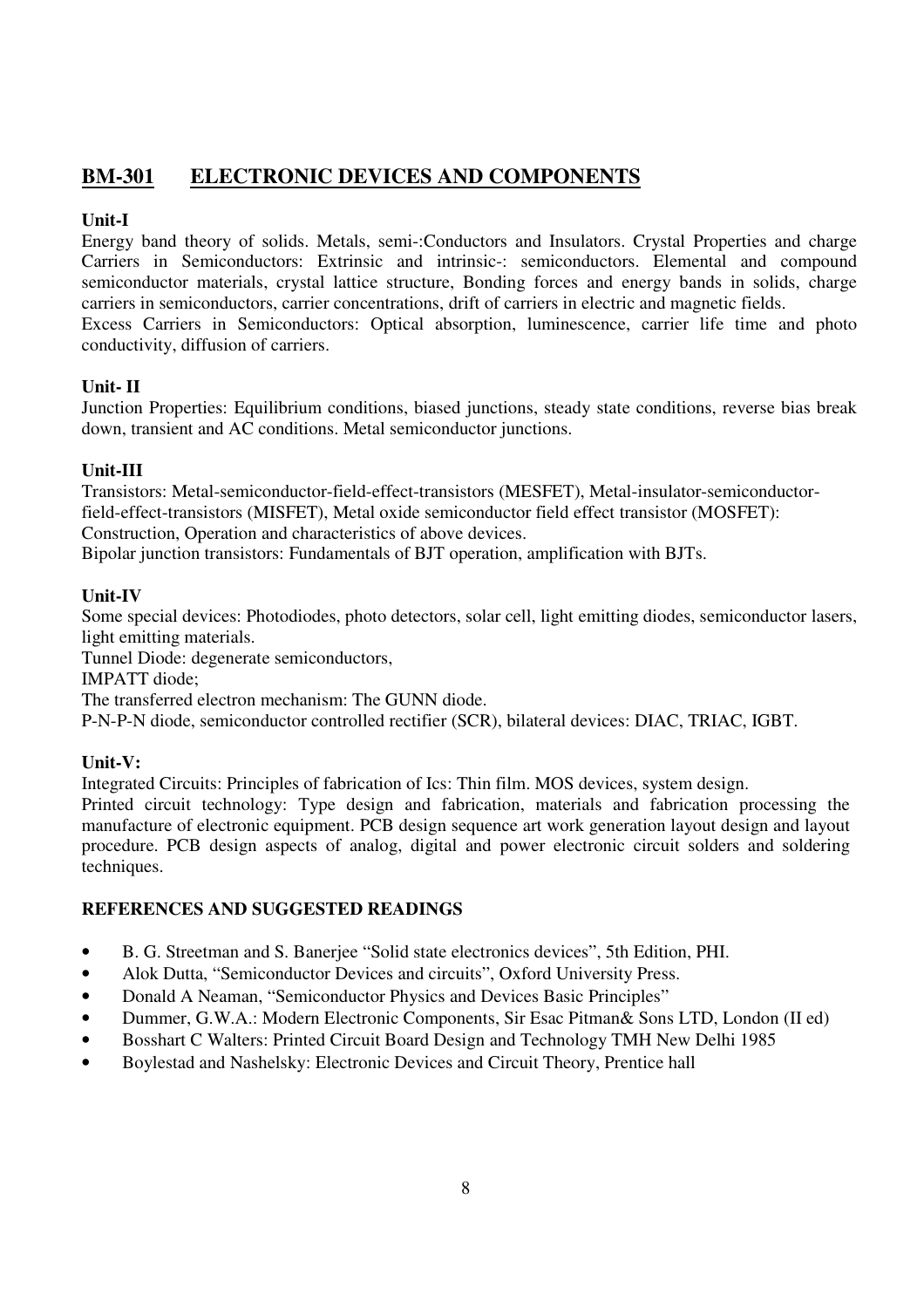## BM-301 ELECTRONIC DEVICES AND COMPONENTS

**Unit-I**

Energy band theory of solids. Metals, semi-:Conductors and Insulators. Crystal Properties and charge Carriers in Semiconductors: Extrinsic and intrinsic-: semiconductors. Elemental and compound semiconductor materials, crystal lattice structure, Bonding forces and energy bands in solids, charge carriers in semiconductors, carrier concentrations, drift of carriers in electric and magnetic fields.
Excess Carriers in Semiconductors: Optical absorption, luminescence, carrier life time and photo conductivity, diffusion of carriers.

**Unit- II**

Junction Properties: Equilibrium conditions, biased junctions, steady state conditions, reverse bias break down, transient and AC conditions. Metal semiconductor junctions.

**Unit-III**

Transistors: Metal-semiconductor-field-effect-transistors (MESFET), Metal-insulator-semiconductor-field-effect-transistors (MISFET), Metal oxide semiconductor field effect transistor (MOSFET): Construction, Operation and characteristics of above devices.
Bipolar junction transistors: Fundamentals of BJT operation, amplification with BJTs.

**Unit-IV**

Some special devices: Photodiodes, photo detectors, solar cell, light emitting diodes, semiconductor lasers, light emitting materials.
Tunnel Diode: degenerate semiconductors,
IMPATT diode;
The transferred electron mechanism: The GUNN diode.
P-N-P-N diode, semiconductor controlled rectifier (SCR), bilateral devices: DIAC, TRIAC, IGBT.

**Unit-V:**

Integrated Circuits: Principles of fabrication of Ics: Thin film. MOS devices, system design.
Printed circuit technology: Type design and fabrication, materials and fabrication processing the manufacture of electronic equipment. PCB design sequence art work generation layout design and layout procedure. PCB design aspects of analog, digital and power electronic circuit solders and soldering techniques.

**REFERENCES AND SUGGESTED READINGS**

- B. G. Streetman and S. Banerjee "Solid state electronics devices", 5th Edition, PHI.
- Alok Dutta, "Semiconductor Devices and circuits", Oxford University Press.
- Donald A Neaman, "Semiconductor Physics and Devices Basic Principles"
- Dummer, G.W.A.: Modern Electronic Components, Sir Esac Pitman& Sons LTD, London (II ed)
- Bosshart C Walters: Printed Circuit Board Design and Technology TMH New Delhi 1985
- Boylestad and Nashelsky: Electronic Devices and Circuit Theory, Prentice hall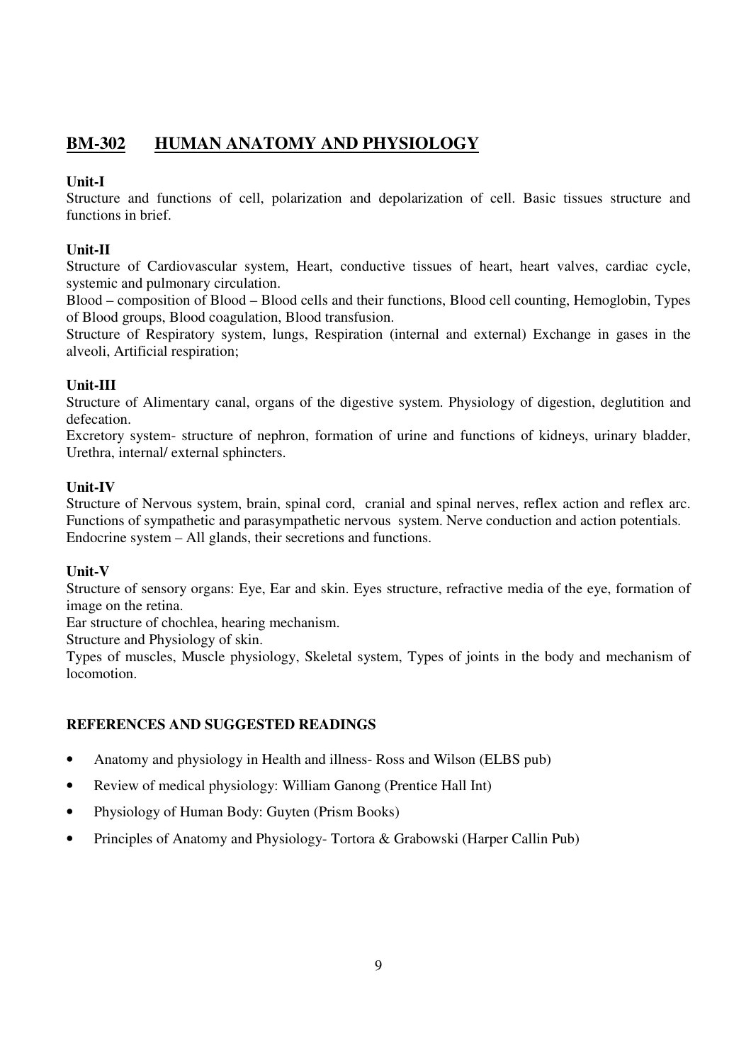## BM-302 HUMAN ANATOMY AND PHYSIOLOGY

**Unit-I**

Structure and functions of cell, polarization and depolarization of cell. Basic tissues structure and functions in brief.

**Unit-II**

Structure of Cardiovascular system, Heart, conductive tissues of heart, heart valves, cardiac cycle, systemic and pulmonary circulation.

Blood – composition of Blood – Blood cells and their functions, Blood cell counting, Hemoglobin, Types of Blood groups, Blood coagulation, Blood transfusion.

Structure of Respiratory system, lungs, Respiration (internal and external) Exchange in gases in the alveoli, Artificial respiration;

**Unit-III**

Structure of Alimentary canal, organs of the digestive system. Physiology of digestion, deglutition and defecation.

Excretory system- structure of nephron, formation of urine and functions of kidneys, urinary bladder, Urethra, internal/ external sphincters.

**Unit-IV**

Structure of Nervous system, brain, spinal cord, cranial and spinal nerves, reflex action and reflex arc. Functions of sympathetic and parasympathetic nervous system. Nerve conduction and action potentials. Endocrine system – All glands, their secretions and functions.

**Unit-V**

Structure of sensory organs: Eye, Ear and skin. Eyes structure, refractive media of the eye, formation of image on the retina.

Ear structure of chochlea, hearing mechanism.

Structure and Physiology of skin.

Types of muscles, Muscle physiology, Skeletal system, Types of joints in the body and mechanism of locomotion.

**REFERENCES AND SUGGESTED READINGS**

- Anatomy and physiology in Health and illness- Ross and Wilson (ELBS pub)
- Review of medical physiology: William Ganong (Prentice Hall Int)
- Physiology of Human Body: Guyten (Prism Books)
- Principles of Anatomy and Physiology- Tortora & Grabowski (Harper Callin Pub)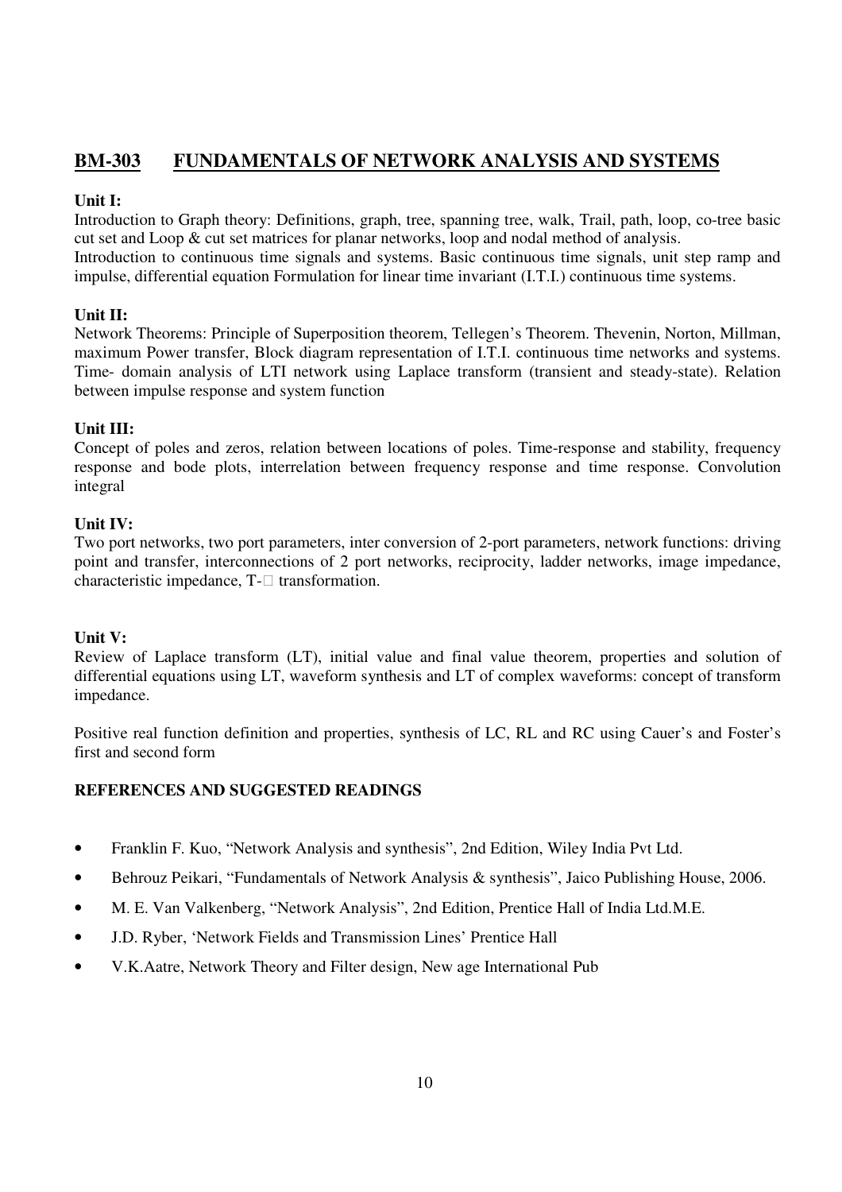## BM-303 FUNDAMENTALS OF NETWORK ANALYSIS AND SYSTEMS

**Unit I:**

Introduction to Graph theory: Definitions, graph, tree, spanning tree, walk, Trail, path, loop, co-tree basic cut set and Loop & cut set matrices for planar networks, loop and nodal method of analysis.
Introduction to continuous time signals and systems. Basic continuous time signals, unit step ramp and impulse, differential equation Formulation for linear time invariant (I.T.I.) continuous time systems.

**Unit II:**

Network Theorems: Principle of Superposition theorem, Tellegen's Theorem. Thevenin, Norton, Millman, maximum Power transfer, Block diagram representation of I.T.I. continuous time networks and systems. Time- domain analysis of LTI network using Laplace transform (transient and steady-state). Relation between impulse response and system function

**Unit III:**

Concept of poles and zeros, relation between locations of poles. Time-response and stability, frequency response and bode plots, interrelation between frequency response and time response. Convolution integral

**Unit IV:**

Two port networks, two port parameters, inter conversion of 2-port parameters, network functions: driving point and transfer, interconnections of 2 port networks, reciprocity, ladder networks, image impedance, characteristic impedance, T-□ transformation.

**Unit V:**

Review of Laplace transform (LT), initial value and final value theorem, properties and solution of differential equations using LT, waveform synthesis and LT of complex waveforms: concept of transform impedance.

Positive real function definition and properties, synthesis of LC, RL and RC using Cauer's and Foster's first and second form

**REFERENCES AND SUGGESTED READINGS**

- Franklin F. Kuo, "Network Analysis and synthesis", 2nd Edition, Wiley India Pvt Ltd.
- Behrouz Peikari, "Fundamentals of Network Analysis & synthesis", Jaico Publishing House, 2006.
- M. E. Van Valkenberg, "Network Analysis", 2nd Edition, Prentice Hall of India Ltd.M.E.
- J.D. Ryber, 'Network Fields and Transmission Lines' Prentice Hall
- V.K.Aatre, Network Theory and Filter design, New age International Pub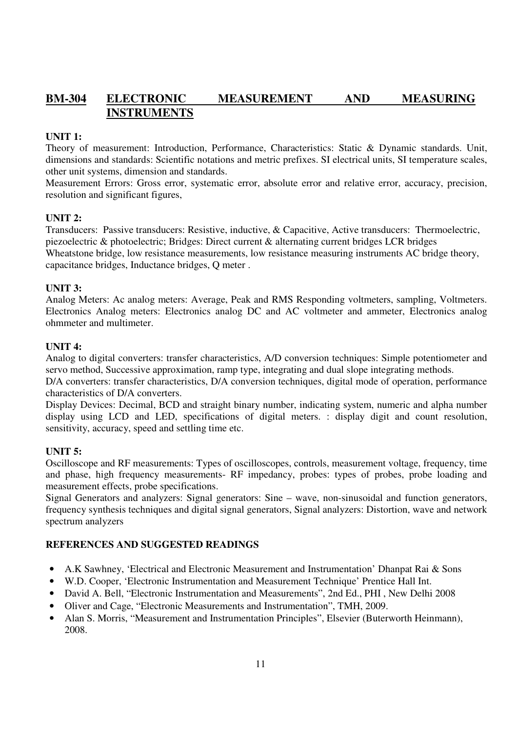## BM-304 ELECTRONIC MEASUREMENT AND MEASURING INSTRUMENTS

**UNIT 1:**

Theory of measurement: Introduction, Performance, Characteristics: Static & Dynamic standards. Unit, dimensions and standards: Scientific notations and metric prefixes. SI electrical units, SI temperature scales, other unit systems, dimension and standards.

Measurement Errors: Gross error, systematic error, absolute error and relative error, accuracy, precision, resolution and significant figures,

**UNIT 2:**

Transducers: Passive transducers: Resistive, inductive, & Capacitive, Active transducers: Thermoelectric, piezoelectric & photoelectric; Bridges: Direct current & alternating current bridges LCR bridges Wheatstone bridge, low resistance measurements, low resistance measuring instruments AC bridge theory, capacitance bridges, Inductance bridges, Q meter .

**UNIT 3:**

Analog Meters: Ac analog meters: Average, Peak and RMS Responding voltmeters, sampling, Voltmeters. Electronics Analog meters: Electronics analog DC and AC voltmeter and ammeter, Electronics analog ohmmeter and multimeter.

**UNIT 4:**

Analog to digital converters: transfer characteristics, A/D conversion techniques: Simple potentiometer and servo method, Successive approximation, ramp type, integrating and dual slope integrating methods.

D/A converters: transfer characteristics, D/A conversion techniques, digital mode of operation, performance characteristics of D/A converters.

Display Devices: Decimal, BCD and straight binary number, indicating system, numeric and alpha number display using LCD and LED, specifications of digital meters. : display digit and count resolution, sensitivity, accuracy, speed and settling time etc.

**UNIT 5:**

Oscilloscope and RF measurements: Types of oscilloscopes, controls, measurement voltage, frequency, time and phase, high frequency measurements- RF impedancy, probes: types of probes, probe loading and measurement effects, probe specifications.

Signal Generators and analyzers: Signal generators: Sine – wave, non-sinusoidal and function generators, frequency synthesis techniques and digital signal generators, Signal analyzers: Distortion, wave and network spectrum analyzers

**REFERENCES AND SUGGESTED READINGS**

- A.K Sawhney, 'Electrical and Electronic Measurement and Instrumentation' Dhanpat Rai & Sons
- W.D. Cooper, 'Electronic Instrumentation and Measurement Technique' Prentice Hall Int.
- David A. Bell, "Electronic Instrumentation and Measurements", 2nd Ed., PHI , New Delhi 2008
- Oliver and Cage, "Electronic Measurements and Instrumentation", TMH, 2009.
- Alan S. Morris, "Measurement and Instrumentation Principles", Elsevier (Buterworth Heinmann), 2008.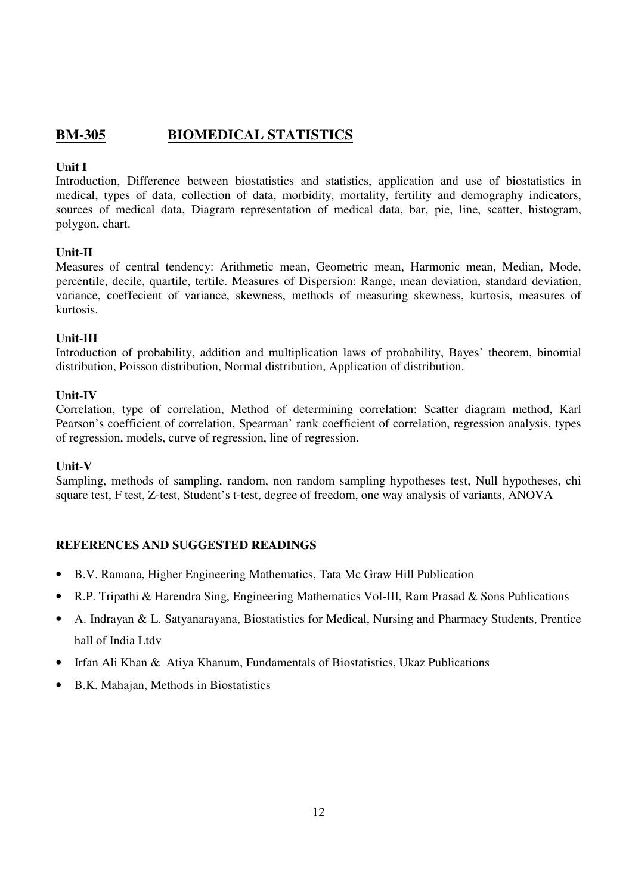## BM-305 BIOMEDICAL STATISTICS

**Unit I**

Introduction, Difference between biostatistics and statistics, application and use of biostatistics in medical, types of data, collection of data, morbidity, mortality, fertility and demography indicators, sources of medical data, Diagram representation of medical data, bar, pie, line, scatter, histogram, polygon, chart.

**Unit-II**

Measures of central tendency: Arithmetic mean, Geometric mean, Harmonic mean, Median, Mode, percentile, decile, quartile, tertile. Measures of Dispersion: Range, mean deviation, standard deviation, variance, coeffecient of variance, skewness, methods of measuring skewness, kurtosis, measures of kurtosis.

**Unit-III**

Introduction of probability, addition and multiplication laws of probability, Bayes' theorem, binomial distribution, Poisson distribution, Normal distribution, Application of distribution.

**Unit-IV**

Correlation, type of correlation, Method of determining correlation: Scatter diagram method, Karl Pearson's coefficient of correlation, Spearman' rank coefficient of correlation, regression analysis, types of regression, models, curve of regression, line of regression.

**Unit-V**

Sampling, methods of sampling, random, non random sampling hypotheses test, Null hypotheses, chi square test, F test, Z-test, Student's t-test, degree of freedom, one way analysis of variants, ANOVA

**REFERENCES AND SUGGESTED READINGS**

- B.V. Ramana, Higher Engineering Mathematics, Tata Mc Graw Hill Publication
- R.P. Tripathi & Harendra Sing, Engineering Mathematics Vol-III, Ram Prasad & Sons Publications
- A. Indrayan & L. Satyanarayana, Biostatistics for Medical, Nursing and Pharmacy Students, Prentice hall of India Ltdv
- Irfan Ali Khan & Atiya Khanum, Fundamentals of Biostatistics, Ukaz Publications
- B.K. Mahajan, Methods in Biostatistics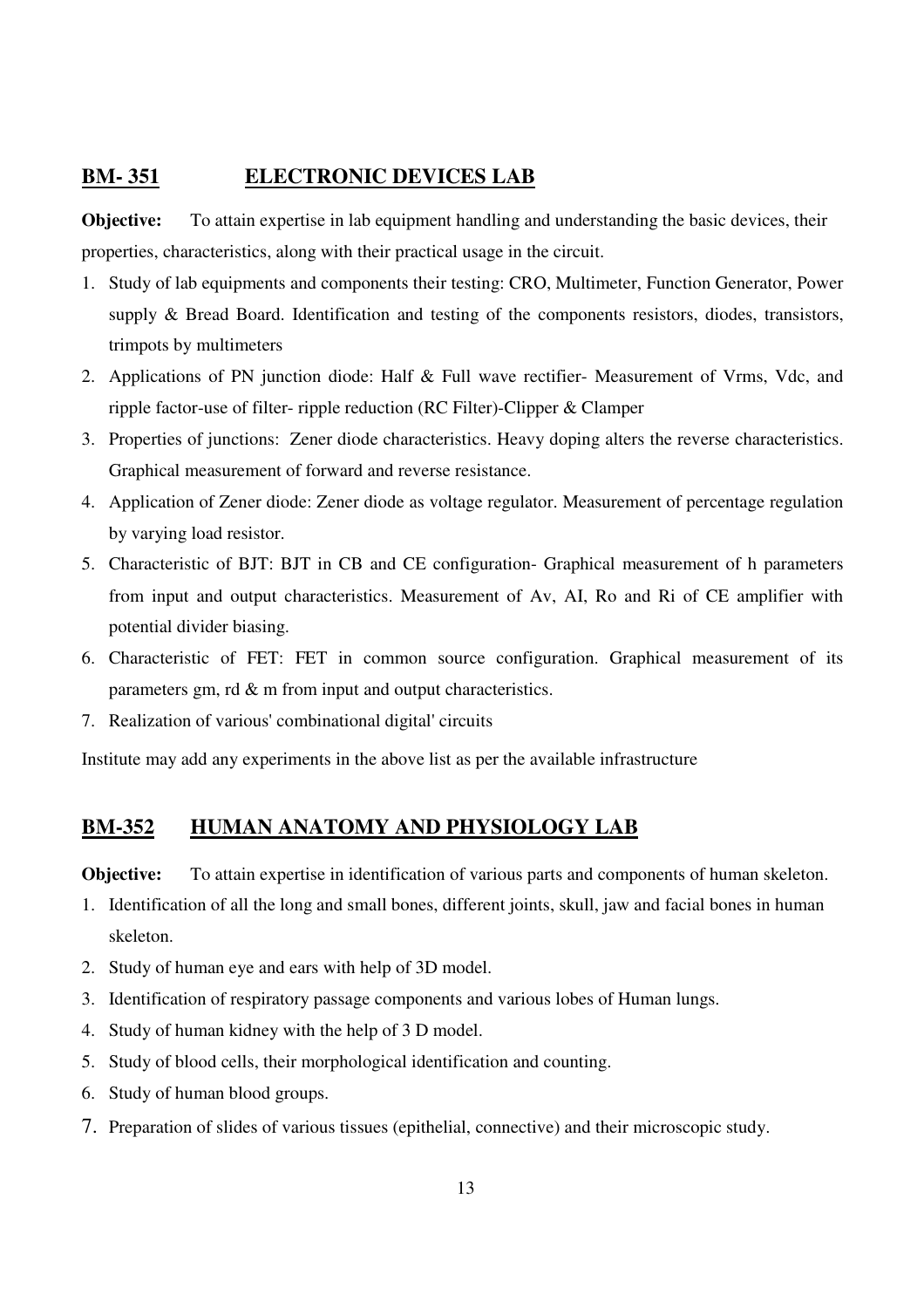## BM- 351 ELECTRONIC DEVICES LAB

**Objective:** To attain expertise in lab equipment handling and understanding the basic devices, their properties, characteristics, along with their practical usage in the circuit.

1. Study of lab equipments and components their testing: CRO, Multimeter, Function Generator, Power supply & Bread Board. Identification and testing of the components resistors, diodes, transistors, trimpots by multimeters
2. Applications of PN junction diode: Half & Full wave rectifier- Measurement of Vrms, Vdc, and ripple factor-use of filter- ripple reduction (RC Filter)-Clipper & Clamper
3. Properties of junctions: Zener diode characteristics. Heavy doping alters the reverse characteristics. Graphical measurement of forward and reverse resistance.
4. Application of Zener diode: Zener diode as voltage regulator. Measurement of percentage regulation by varying load resistor.
5. Characteristic of BJT: BJT in CB and CE configuration- Graphical measurement of h parameters from input and output characteristics. Measurement of Av, AI, Ro and Ri of CE amplifier with potential divider biasing.
6. Characteristic of FET: FET in common source configuration. Graphical measurement of its parameters gm, rd & m from input and output characteristics.
7. Realization of various' combinational digital' circuits

Institute may add any experiments in the above list as per the available infrastructure

## BM-352 HUMAN ANATOMY AND PHYSIOLOGY LAB

**Objective:** To attain expertise in identification of various parts and components of human skeleton.

1. Identification of all the long and small bones, different joints, skull, jaw and facial bones in human skeleton.
2. Study of human eye and ears with help of 3D model.
3. Identification of respiratory passage components and various lobes of Human lungs.
4. Study of human kidney with the help of 3 D model.
5. Study of blood cells, their morphological identification and counting.
6. Study of human blood groups.
7. Preparation of slides of various tissues (epithelial, connective) and their microscopic study.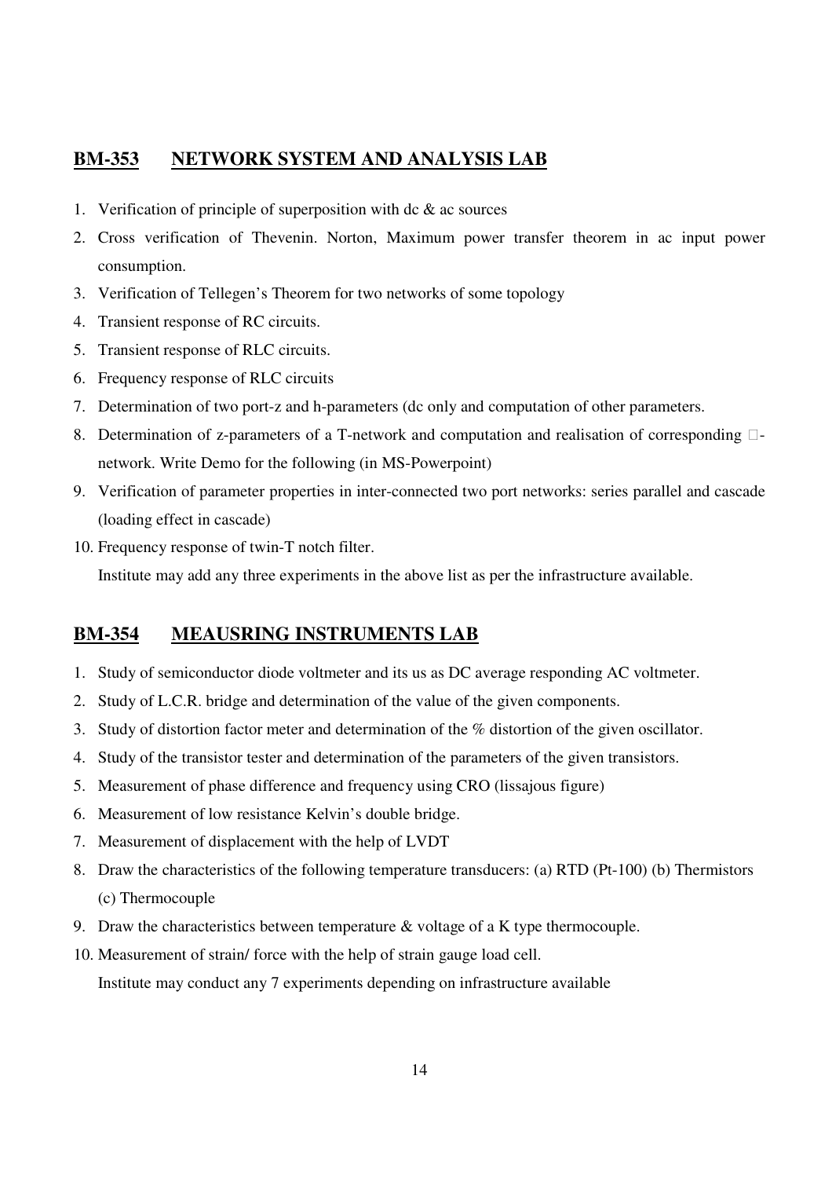## **BM-353 NETWORK SYSTEM AND ANALYSIS LAB**

1. Verification of principle of superposition with dc & ac sources
2. Cross verification of Thevenin. Norton, Maximum power transfer theorem in ac input power consumption.
3. Verification of Tellegen's Theorem for two networks of some topology
4. Transient response of RC circuits.
5. Transient response of RLC circuits.
6. Frequency response of RLC circuits
7. Determination of two port-z and h-parameters (dc only and computation of other parameters.
8. Determination of z-parameters of a T-network and computation and realisation of corresponding $\Pi$-network. Write Demo for the following (in MS-Powerpoint)
9. Verification of parameter properties in inter-connected two port networks: series parallel and cascade (loading effect in cascade)
10. Frequency response of twin-T notch filter.

    Institute may add any three experiments in the above list as per the infrastructure available.

## **BM-354 MEAUSRING INSTRUMENTS LAB**

1. Study of semiconductor diode voltmeter and its us as DC average responding AC voltmeter.
2. Study of L.C.R. bridge and determination of the value of the given components.
3. Study of distortion factor meter and determination of the % distortion of the given oscillator.
4. Study of the transistor tester and determination of the parameters of the given transistors.
5. Measurement of phase difference and frequency using CRO (lissajous figure)
6. Measurement of low resistance Kelvin's double bridge.
7. Measurement of displacement with the help of LVDT
8. Draw the characteristics of the following temperature transducers: (a) RTD (Pt-100) (b) Thermistors (c) Thermocouple
9. Draw the characteristics between temperature & voltage of a K type thermocouple.
10. Measurement of strain/ force with the help of strain gauge load cell.

    Institute may conduct any 7 experiments depending on infrastructure available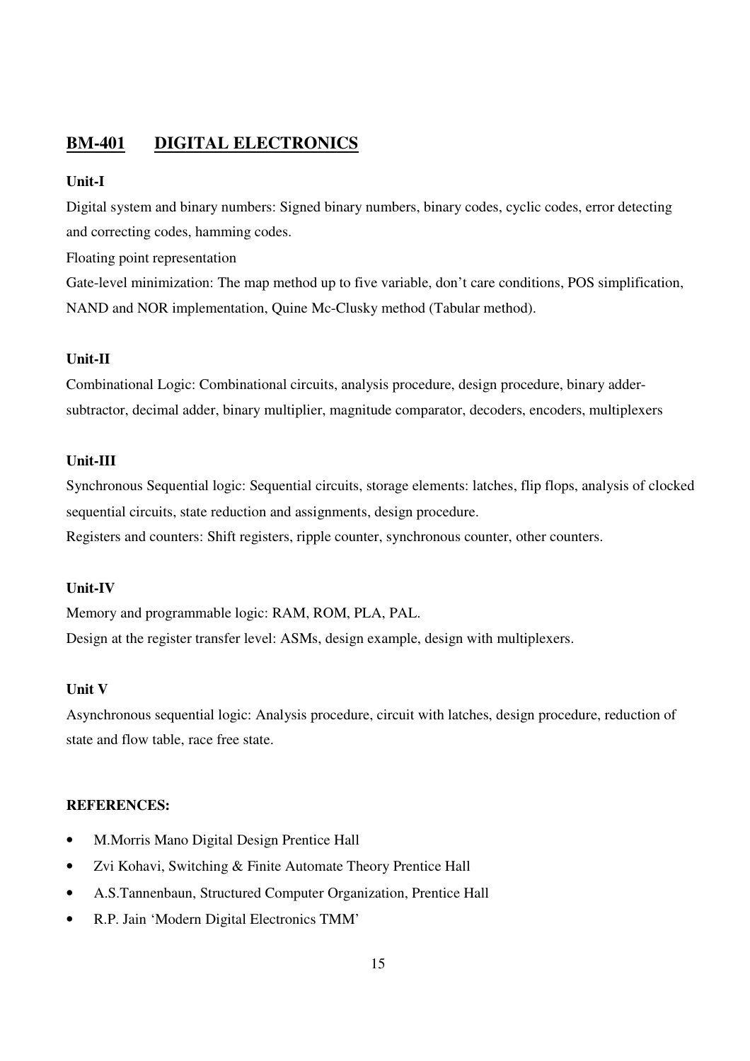## BM-401 DIGITAL ELECTRONICS

**Unit-I**

Digital system and binary numbers: Signed binary numbers, binary codes, cyclic codes, error detecting and correcting codes, hamming codes.

Floating point representation

Gate-level minimization: The map method up to five variable, don't care conditions, POS simplification, NAND and NOR implementation, Quine Mc-Clusky method (Tabular method).

**Unit-II**

Combinational Logic: Combinational circuits, analysis procedure, design procedure, binary adder-subtractor, decimal adder, binary multiplier, magnitude comparator, decoders, encoders, multiplexers

**Unit-III**

Synchronous Sequential logic: Sequential circuits, storage elements: latches, flip flops, analysis of clocked sequential circuits, state reduction and assignments, design procedure.

Registers and counters: Shift registers, ripple counter, synchronous counter, other counters.

**Unit-IV**

Memory and programmable logic: RAM, ROM, PLA, PAL.

Design at the register transfer level: ASMs, design example, design with multiplexers.

**Unit V**

Asynchronous sequential logic: Analysis procedure, circuit with latches, design procedure, reduction of state and flow table, race free state.

**REFERENCES:**

- M.Morris Mano Digital Design Prentice Hall
- Zvi Kohavi, Switching & Finite Automate Theory Prentice Hall
- A.S.Tannenbaun, Structured Computer Organization, Prentice Hall
- R.P. Jain 'Modern Digital Electronics TMM'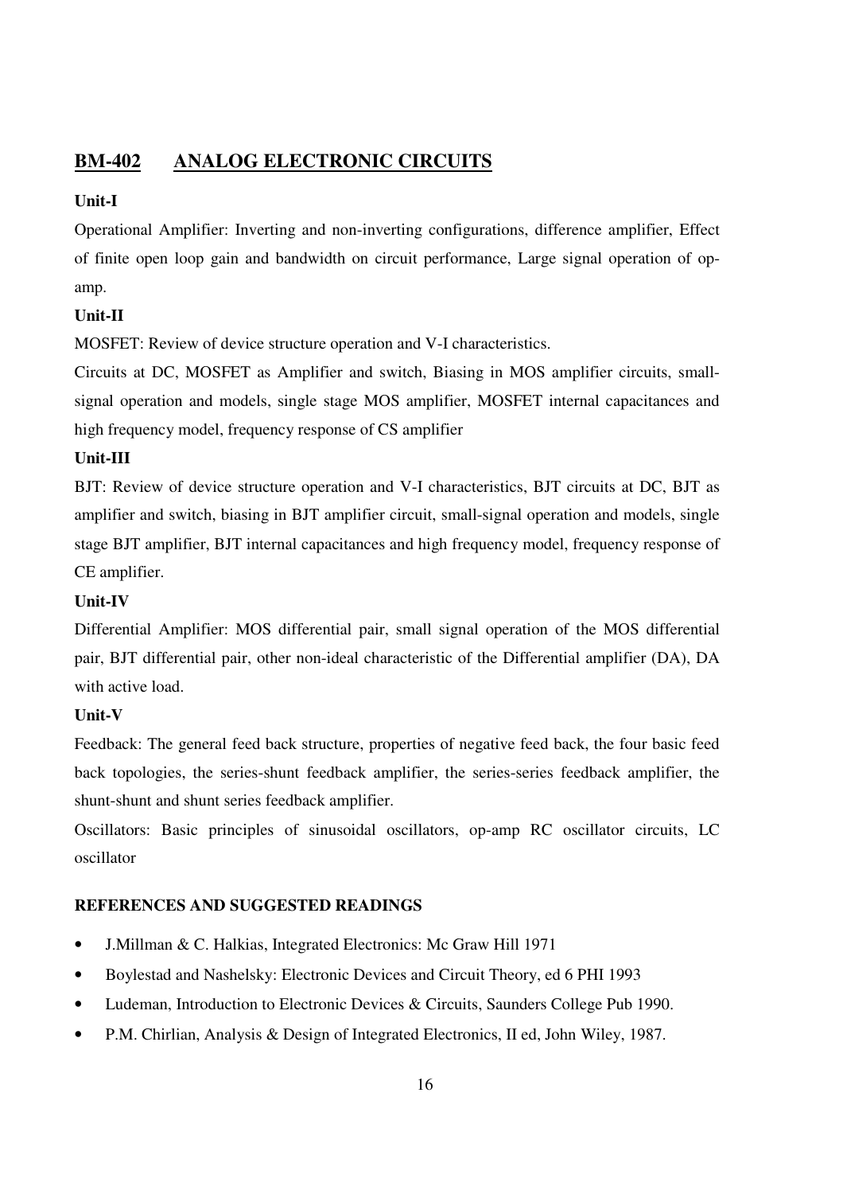## BM-402 ANALOG ELECTRONIC CIRCUITS

**Unit-I**

Operational Amplifier: Inverting and non-inverting configurations, difference amplifier, Effect of finite open loop gain and bandwidth on circuit performance, Large signal operation of op-amp.

**Unit-II**

MOSFET: Review of device structure operation and V-I characteristics.

Circuits at DC, MOSFET as Amplifier and switch, Biasing in MOS amplifier circuits, small-signal operation and models, single stage MOS amplifier, MOSFET internal capacitances and high frequency model, frequency response of CS amplifier

**Unit-III**

BJT: Review of device structure operation and V-I characteristics, BJT circuits at DC, BJT as amplifier and switch, biasing in BJT amplifier circuit, small-signal operation and models, single stage BJT amplifier, BJT internal capacitances and high frequency model, frequency response of CE amplifier.

**Unit-IV**

Differential Amplifier: MOS differential pair, small signal operation of the MOS differential pair, BJT differential pair, other non-ideal characteristic of the Differential amplifier (DA), DA with active load.

**Unit-V**

Feedback: The general feed back structure, properties of negative feed back, the four basic feed back topologies, the series-shunt feedback amplifier, the series-series feedback amplifier, the shunt-shunt and shunt series feedback amplifier.

Oscillators: Basic principles of sinusoidal oscillators, op-amp RC oscillator circuits, LC oscillator

**REFERENCES AND SUGGESTED READINGS**

- J.Millman & C. Halkias, Integrated Electronics: Mc Graw Hill 1971
- Boylestad and Nashelsky: Electronic Devices and Circuit Theory, ed 6 PHI 1993
- Ludeman, Introduction to Electronic Devices & Circuits, Saunders College Pub 1990.
- P.M. Chirlian, Analysis & Design of Integrated Electronics, II ed, John Wiley, 1987.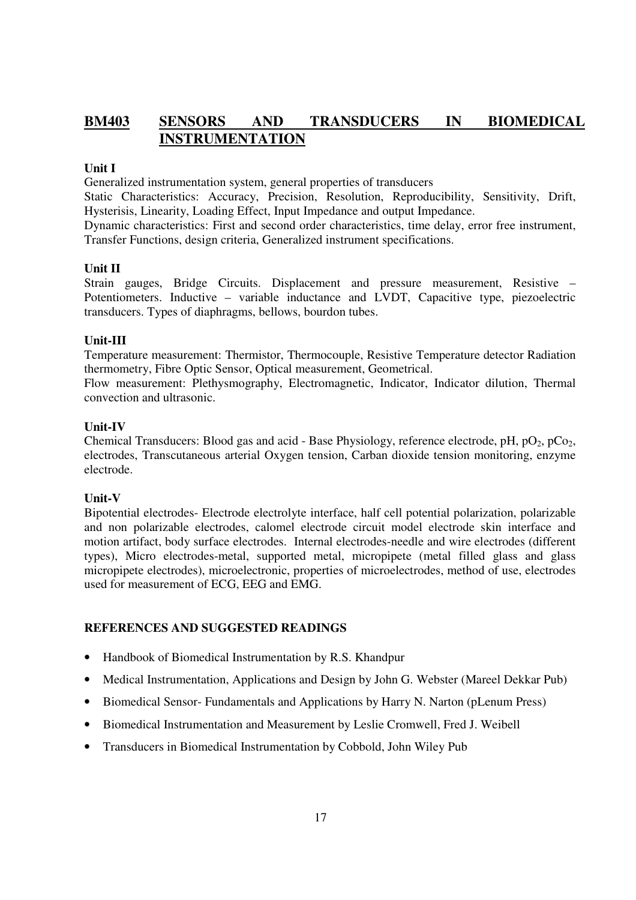## BM403 SENSORS AND TRANSDUCERS IN BIOMEDICAL INSTRUMENTATION

**Unit I**

Generalized instrumentation system, general properties of transducers

Static Characteristics: Accuracy, Precision, Resolution, Reproducibility, Sensitivity, Drift, Hysterisis, Linearity, Loading Effect, Input Impedance and output Impedance.

Dynamic characteristics: First and second order characteristics, time delay, error free instrument, Transfer Functions, design criteria, Generalized instrument specifications.

**Unit II**

Strain gauges, Bridge Circuits. Displacement and pressure measurement, Resistive – Potentiometers. Inductive – variable inductance and LVDT, Capacitive type, piezoelectric transducers. Types of diaphragms, bellows, bourdon tubes.

**Unit-III**

Temperature measurement: Thermistor, Thermocouple, Resistive Temperature detector Radiation thermometry, Fibre Optic Sensor, Optical measurement, Geometrical.

Flow measurement: Plethysmography, Electromagnetic, Indicator, Indicator dilution, Thermal convection and ultrasonic.

**Unit-IV**

Chemical Transducers: Blood gas and acid - Base Physiology, reference electrode, pH, $pO_2$, $pCo_2$, electrodes, Transcutaneous arterial Oxygen tension, Carban dioxide tension monitoring, enzyme electrode.

**Unit-V**

Bipotential electrodes- Electrode electrolyte interface, half cell potential polarization, polarizable and non polarizable electrodes, calomel electrode circuit model electrode skin interface and motion artifact, body surface electrodes. Internal electrodes-needle and wire electrodes (different types), Micro electrodes-metal, supported metal, micropipete (metal filled glass and glass micropipete electrodes), microelectronic, properties of microelectrodes, method of use, electrodes used for measurement of ECG, EEG and EMG.

**REFERENCES AND SUGGESTED READINGS**

- Handbook of Biomedical Instrumentation by R.S. Khandpur
- Medical Instrumentation, Applications and Design by John G. Webster (Mareel Dekkar Pub)
- Biomedical Sensor- Fundamentals and Applications by Harry N. Narton (pLenum Press)
- Biomedical Instrumentation and Measurement by Leslie Cromwell, Fred J. Weibell
- Transducers in Biomedical Instrumentation by Cobbold, John Wiley Pub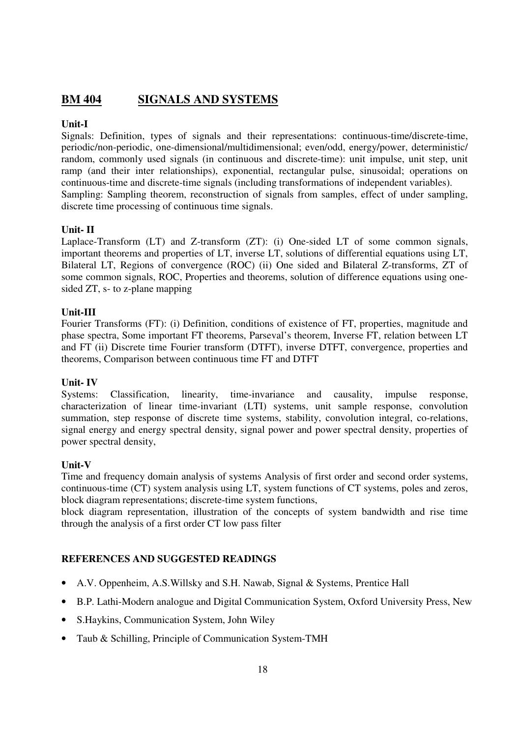## BM 404 SIGNALS AND SYSTEMS

**Unit-I**

Signals: Definition, types of signals and their representations: continuous-time/discrete-time, periodic/non-periodic, one-dimensional/multidimensional; even/odd, energy/power, deterministic/ random, commonly used signals (in continuous and discrete-time): unit impulse, unit step, unit ramp (and their inter relationships), exponential, rectangular pulse, sinusoidal; operations on continuous-time and discrete-time signals (including transformations of independent variables). Sampling: Sampling theorem, reconstruction of signals from samples, effect of under sampling, discrete time processing of continuous time signals.

**Unit- II**

Laplace-Transform (LT) and Z-transform (ZT): (i) One-sided LT of some common signals, important theorems and properties of LT, inverse LT, solutions of differential equations using LT, Bilateral LT, Regions of convergence (ROC) (ii) One sided and Bilateral Z-transforms, ZT of some common signals, ROC, Properties and theorems, solution of difference equations using one-sided ZT, s- to z-plane mapping

**Unit-III**

Fourier Transforms (FT): (i) Definition, conditions of existence of FT, properties, magnitude and phase spectra, Some important FT theorems, Parseval's theorem, Inverse FT, relation between LT and FT (ii) Discrete time Fourier transform (DTFT), inverse DTFT, convergence, properties and theorems, Comparison between continuous time FT and DTFT

**Unit- IV**

Systems: Classification, linearity, time-invariance and causality, impulse response, characterization of linear time-invariant (LTI) systems, unit sample response, convolution summation, step response of discrete time systems, stability, convolution integral, co-relations, signal energy and energy spectral density, signal power and power spectral density, properties of power spectral density,

**Unit-V**

Time and frequency domain analysis of systems Analysis of first order and second order systems, continuous-time (CT) system analysis using LT, system functions of CT systems, poles and zeros, block diagram representations; discrete-time system functions,

block diagram representation, illustration of the concepts of system bandwidth and rise time through the analysis of a first order CT low pass filter

**REFERENCES AND SUGGESTED READINGS**

- A.V. Oppenheim, A.S.Willsky and S.H. Nawab, Signal & Systems, Prentice Hall
- B.P. Lathi-Modern analogue and Digital Communication System, Oxford University Press, New
- S.Haykins, Communication System, John Wiley
- Taub & Schilling, Principle of Communication System-TMH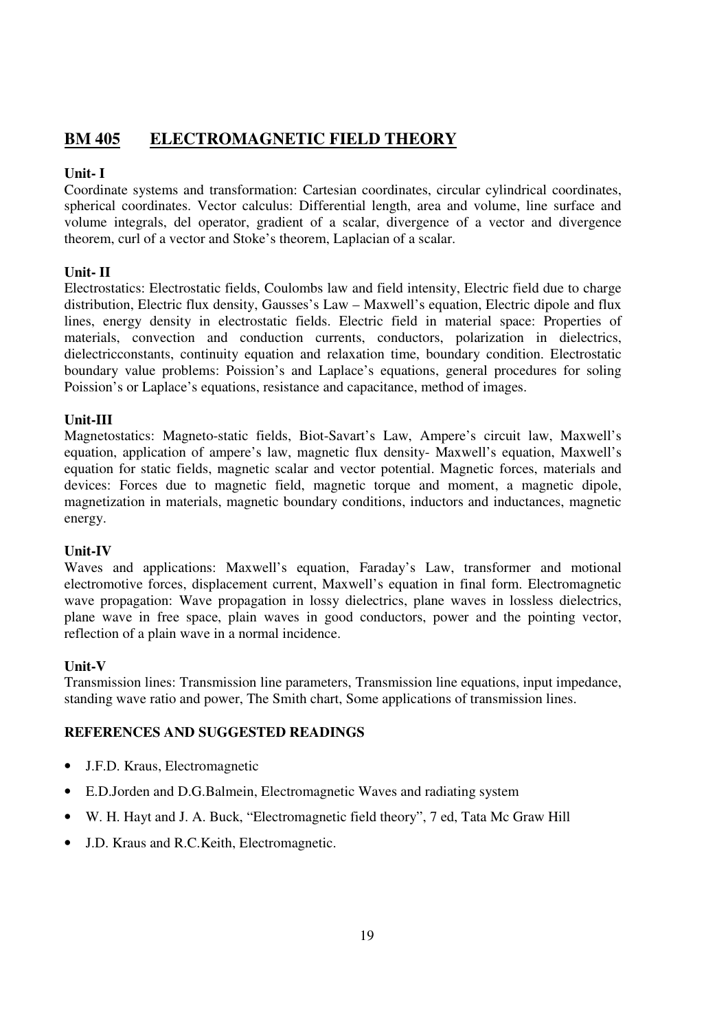# BM 405 ELECTROMAGNETIC FIELD THEORY

**Unit- I**

Coordinate systems and transformation: Cartesian coordinates, circular cylindrical coordinates, spherical coordinates. Vector calculus: Differential length, area and volume, line surface and volume integrals, del operator, gradient of a scalar, divergence of a vector and divergence theorem, curl of a vector and Stoke's theorem, Laplacian of a scalar.

**Unit- II**

Electrostatics: Electrostatic fields, Coulombs law and field intensity, Electric field due to charge distribution, Electric flux density, Gausses's Law – Maxwell's equation, Electric dipole and flux lines, energy density in electrostatic fields. Electric field in material space: Properties of materials, convection and conduction currents, conductors, polarization in dielectrics, dielectricconstants, continuity equation and relaxation time, boundary condition. Electrostatic boundary value problems: Poission's and Laplace's equations, general procedures for soling Poission's or Laplace's equations, resistance and capacitance, method of images.

**Unit-III**

Magnetostatics: Magneto-static fields, Biot-Savart's Law, Ampere's circuit law, Maxwell's equation, application of ampere's law, magnetic flux density- Maxwell's equation, Maxwell's equation for static fields, magnetic scalar and vector potential. Magnetic forces, materials and devices: Forces due to magnetic field, magnetic torque and moment, a magnetic dipole, magnetization in materials, magnetic boundary conditions, inductors and inductances, magnetic energy.

**Unit-IV**

Waves and applications: Maxwell's equation, Faraday's Law, transformer and motional electromotive forces, displacement current, Maxwell's equation in final form. Electromagnetic wave propagation: Wave propagation in lossy dielectrics, plane waves in lossless dielectrics, plane wave in free space, plain waves in good conductors, power and the pointing vector, reflection of a plain wave in a normal incidence.

**Unit-V**

Transmission lines: Transmission line parameters, Transmission line equations, input impedance, standing wave ratio and power, The Smith chart, Some applications of transmission lines.

**REFERENCES AND SUGGESTED READINGS**

- J.F.D. Kraus, Electromagnetic
- E.D.Jorden and D.G.Balmein, Electromagnetic Waves and radiating system
- W. H. Hayt and J. A. Buck, "Electromagnetic field theory", 7 ed, Tata Mc Graw Hill
- J.D. Kraus and R.C.Keith, Electromagnetic.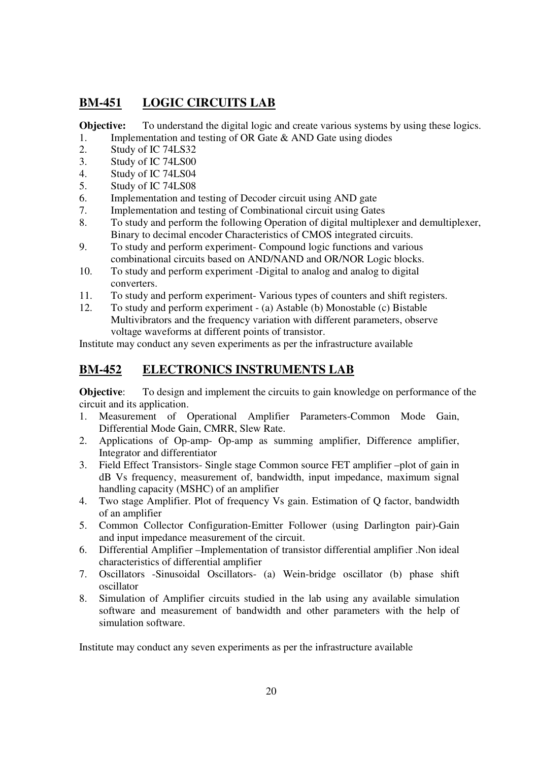## BM-451 LOGIC CIRCUITS LAB

**Objective:** To understand the digital logic and create various systems by using these logics.

1. Implementation and testing of OR Gate & AND Gate using diodes
2. Study of IC 74LS32
3. Study of IC 74LS00
4. Study of IC 74LS04
5. Study of IC 74LS08
6. Implementation and testing of Decoder circuit using AND gate
7. Implementation and testing of Combinational circuit using Gates
8. To study and perform the following Operation of digital multiplexer and demultiplexer, Binary to decimal encoder Characteristics of CMOS integrated circuits.
9. To study and perform experiment- Compound logic functions and various combinational circuits based on AND/NAND and OR/NOR Logic blocks.
10. To study and perform experiment -Digital to analog and analog to digital converters.
11. To study and perform experiment- Various types of counters and shift registers.
12. To study and perform experiment - (a) Astable (b) Monostable (c) Bistable Multivibrators and the frequency variation with different parameters, observe voltage waveforms at different points of transistor.

Institute may conduct any seven experiments as per the infrastructure available

## BM-452 ELECTRONICS INSTRUMENTS LAB

**Objective**: To design and implement the circuits to gain knowledge on performance of the circuit and its application.

1. Measurement of Operational Amplifier Parameters-Common Mode Gain, Differential Mode Gain, CMRR, Slew Rate.
2. Applications of Op-amp- Op-amp as summing amplifier, Difference amplifier, Integrator and differentiator
3. Field Effect Transistors- Single stage Common source FET amplifier –plot of gain in dB Vs frequency, measurement of, bandwidth, input impedance, maximum signal handling capacity (MSHC) of an amplifier
4. Two stage Amplifier. Plot of frequency Vs gain. Estimation of Q factor, bandwidth of an amplifier
5. Common Collector Configuration-Emitter Follower (using Darlington pair)-Gain and input impedance measurement of the circuit.
6. Differential Amplifier –Implementation of transistor differential amplifier .Non ideal characteristics of differential amplifier
7. Oscillators -Sinusoidal Oscillators- (a) Wein-bridge oscillator (b) phase shift oscillator
8. Simulation of Amplifier circuits studied in the lab using any available simulation software and measurement of bandwidth and other parameters with the help of simulation software.

Institute may conduct any seven experiments as per the infrastructure available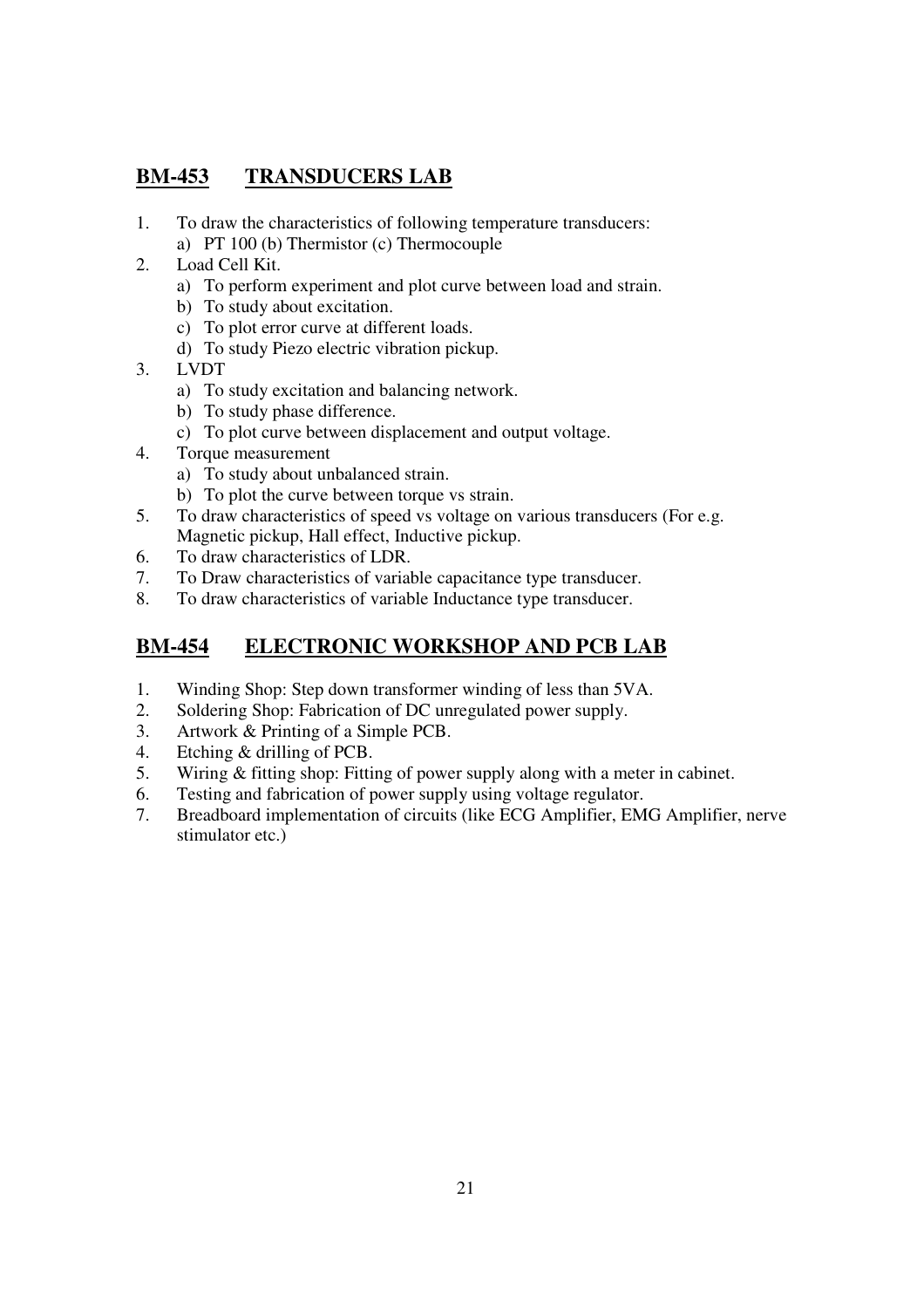## BM-453 TRANSDUCERS LAB

1. To draw the characteristics of following temperature transducers:
   a) PT 100 (b) Thermistor (c) Thermocouple
2. Load Cell Kit.
   a) To perform experiment and plot curve between load and strain.
   b) To study about excitation.
   c) To plot error curve at different loads.
   d) To study Piezo electric vibration pickup.
3. LVDT
   a) To study excitation and balancing network.
   b) To study phase difference.
   c) To plot curve between displacement and output voltage.
4. Torque measurement
   a) To study about unbalanced strain.
   b) To plot the curve between torque vs strain.
5. To draw characteristics of speed vs voltage on various transducers (For e.g. Magnetic pickup, Hall effect, Inductive pickup.
6. To draw characteristics of LDR.
7. To Draw characteristics of variable capacitance type transducer.
8. To draw characteristics of variable Inductance type transducer.

## BM-454 ELECTRONIC WORKSHOP AND PCB LAB

1. Winding Shop: Step down transformer winding of less than 5VA.
2. Soldering Shop: Fabrication of DC unregulated power supply.
3. Artwork & Printing of a Simple PCB.
4. Etching & drilling of PCB.
5. Wiring & fitting shop: Fitting of power supply along with a meter in cabinet.
6. Testing and fabrication of power supply using voltage regulator.
7. Breadboard implementation of circuits (like ECG Amplifier, EMG Amplifier, nerve stimulator etc.)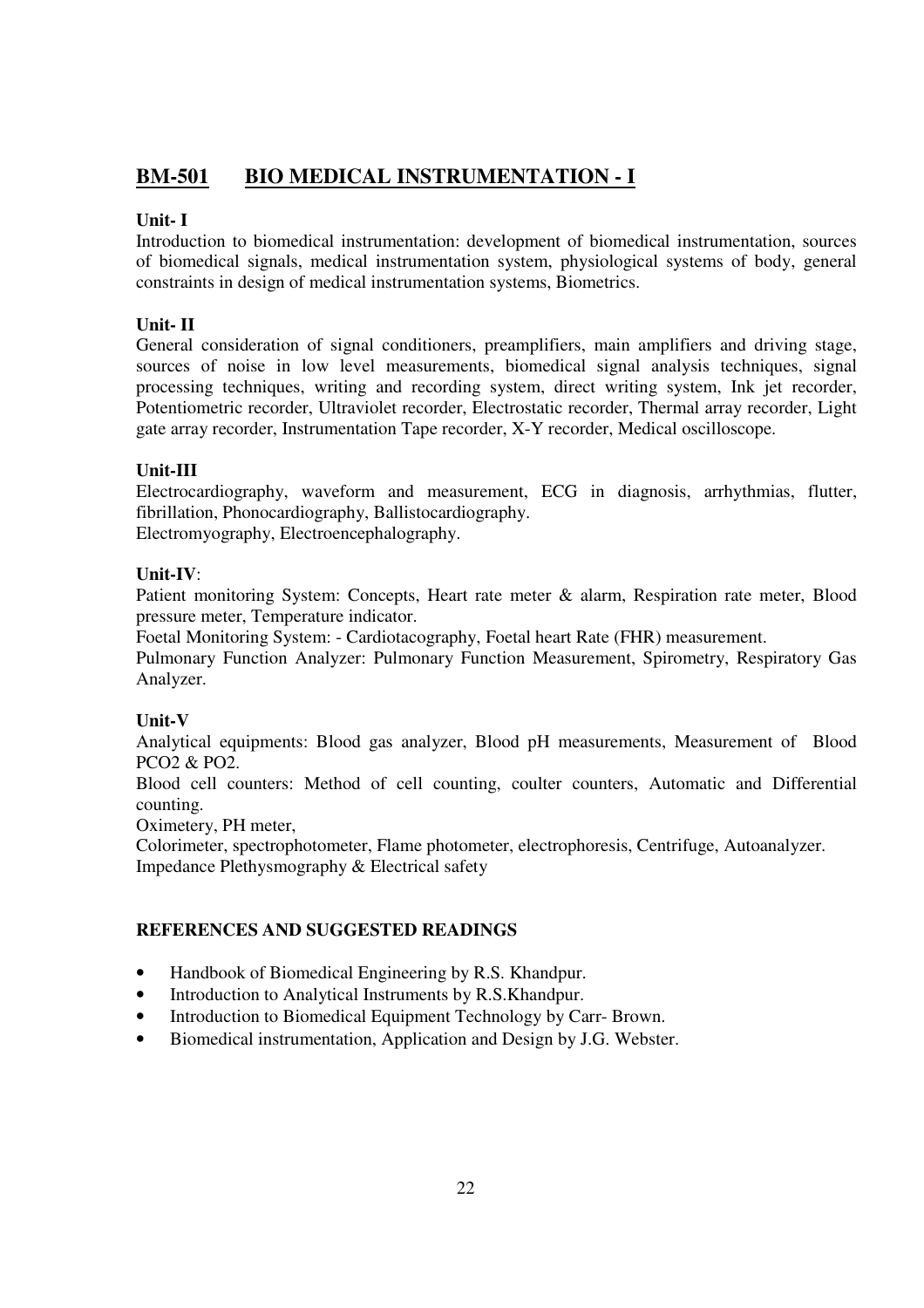## BM-501 BIO MEDICAL INSTRUMENTATION - I

**Unit- I**

Introduction to biomedical instrumentation: development of biomedical instrumentation, sources of biomedical signals, medical instrumentation system, physiological systems of body, general constraints in design of medical instrumentation systems, Biometrics.

**Unit- II**

General consideration of signal conditioners, preamplifiers, main amplifiers and driving stage, sources of noise in low level measurements, biomedical signal analysis techniques, signal processing techniques, writing and recording system, direct writing system, Ink jet recorder, Potentiometric recorder, Ultraviolet recorder, Electrostatic recorder, Thermal array recorder, Light gate array recorder, Instrumentation Tape recorder, X-Y recorder, Medical oscilloscope.

**Unit-III**

Electrocardiography, waveform and measurement, ECG in diagnosis, arrhythmias, flutter, fibrillation, Phonocardiography, Ballistocardiography.
Electromyography, Electroencephalography.

**Unit-IV**:

Patient monitoring System: Concepts, Heart rate meter & alarm, Respiration rate meter, Blood pressure meter, Temperature indicator.
Foetal Monitoring System: - Cardiotacography, Foetal heart Rate (FHR) measurement.
Pulmonary Function Analyzer: Pulmonary Function Measurement, Spirometry, Respiratory Gas Analyzer.

**Unit-V**

Analytical equipments: Blood gas analyzer, Blood pH measurements, Measurement of Blood $PCO_2$ & $PO_2$.
Blood cell counters: Method of cell counting, coulter counters, Automatic and Differential counting.
Oximetery, PH meter,
Colorimeter, spectrophotometer, Flame photometer, electrophoresis, Centrifuge, Autoanalyzer.
Impedance Plethysmography & Electrical safety

**REFERENCES AND SUGGESTED READINGS**

- Handbook of Biomedical Engineering by R.S. Khandpur.
- Introduction to Analytical Instruments by R.S.Khandpur.
- Introduction to Biomedical Equipment Technology by Carr- Brown.
- Biomedical instrumentation, Application and Design by J.G. Webster.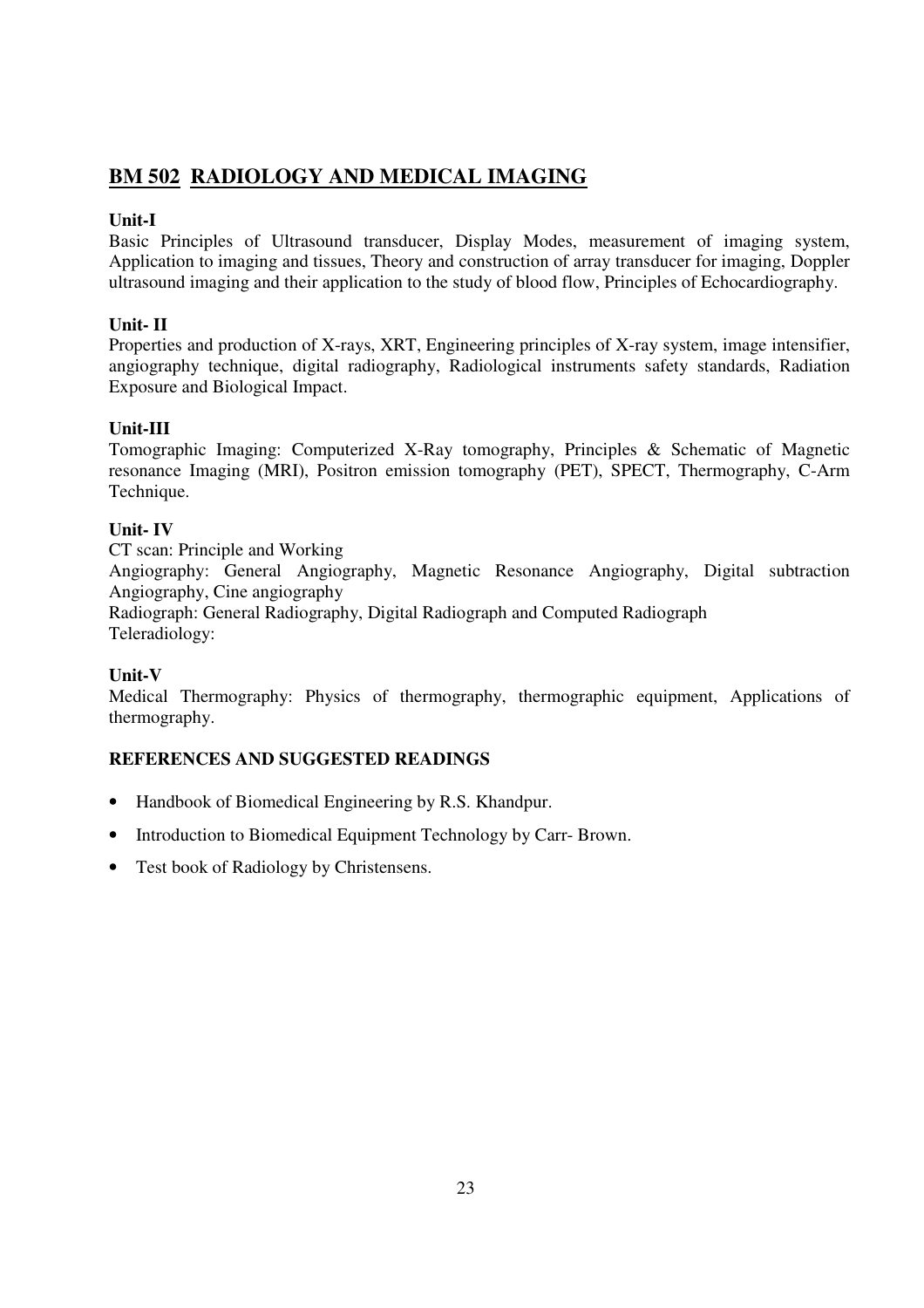## BM 502 RADIOLOGY AND MEDICAL IMAGING

**Unit-I**

Basic Principles of Ultrasound transducer, Display Modes, measurement of imaging system, Application to imaging and tissues, Theory and construction of array transducer for imaging, Doppler ultrasound imaging and their application to the study of blood flow, Principles of Echocardiography.

**Unit- II**

Properties and production of X-rays, XRT, Engineering principles of X-ray system, image intensifier, angiography technique, digital radiography, Radiological instruments safety standards, Radiation Exposure and Biological Impact.

**Unit-III**

Tomographic Imaging: Computerized X-Ray tomography, Principles & Schematic of Magnetic resonance Imaging (MRI), Positron emission tomography (PET), SPECT, Thermography, C-Arm Technique.

**Unit- IV**

CT scan: Principle and Working

Angiography: General Angiography, Magnetic Resonance Angiography, Digital subtraction Angiography, Cine angiography

Radiograph: General Radiography, Digital Radiograph and Computed Radiograph

Teleradiology:

**Unit-V**

Medical Thermography: Physics of thermography, thermographic equipment, Applications of thermography.

**REFERENCES AND SUGGESTED READINGS**

- Handbook of Biomedical Engineering by R.S. Khandpur.
- Introduction to Biomedical Equipment Technology by Carr- Brown.
- Test book of Radiology by Christensens.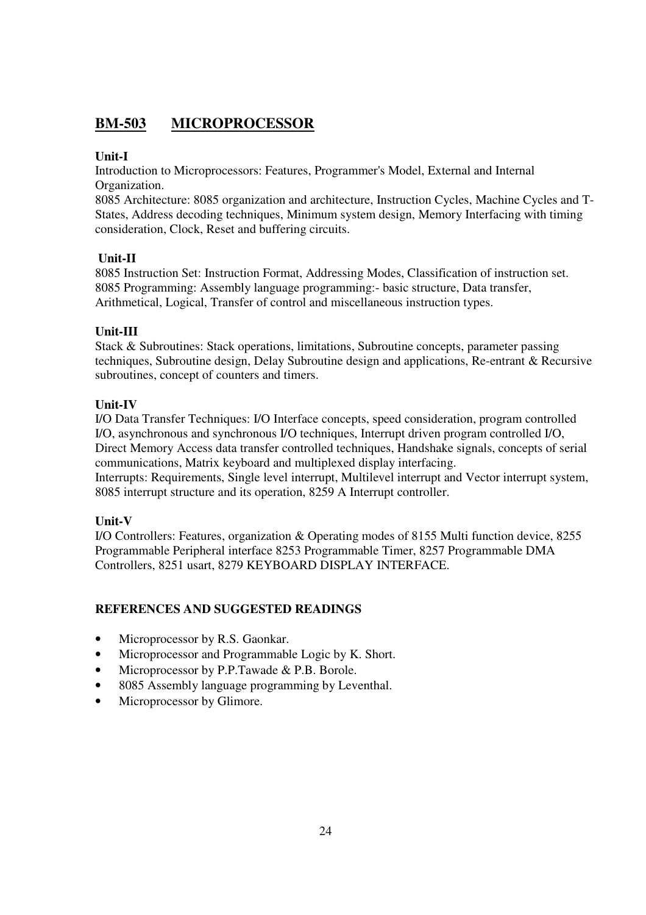## BM-503 MICROPROCESSOR

**Unit-I**

Introduction to Microprocessors: Features, Programmer's Model, External and Internal Organization.

8085 Architecture: 8085 organization and architecture, Instruction Cycles, Machine Cycles and T-States, Address decoding techniques, Minimum system design, Memory Interfacing with timing consideration, Clock, Reset and buffering circuits.

**Unit-II**

8085 Instruction Set: Instruction Format, Addressing Modes, Classification of instruction set.

8085 Programming: Assembly language programming:- basic structure, Data transfer, Arithmetical, Logical, Transfer of control and miscellaneous instruction types.

**Unit-III**

Stack & Subroutines: Stack operations, limitations, Subroutine concepts, parameter passing techniques, Subroutine design, Delay Subroutine design and applications, Re-entrant & Recursive subroutines, concept of counters and timers.

**Unit-IV**

I/O Data Transfer Techniques: I/O Interface concepts, speed consideration, program controlled I/O, asynchronous and synchronous I/O techniques, Interrupt driven program controlled I/O, Direct Memory Access data transfer controlled techniques, Handshake signals, concepts of serial communications, Matrix keyboard and multiplexed display interfacing.

Interrupts: Requirements, Single level interrupt, Multilevel interrupt and Vector interrupt system, 8085 interrupt structure and its operation, 8259 A Interrupt controller.

**Unit-V**

I/O Controllers: Features, organization & Operating modes of 8155 Multi function device, 8255 Programmable Peripheral interface 8253 Programmable Timer, 8257 Programmable DMA Controllers, 8251 usart, 8279 KEYBOARD DISPLAY INTERFACE.

**REFERENCES AND SUGGESTED READINGS**

- Microprocessor by R.S. Gaonkar.
- Microprocessor and Programmable Logic by K. Short.
- Microprocessor by P.P.Tawade & P.B. Borole.
- 8085 Assembly language programming by Leventhal.
- Microprocessor by Glimore.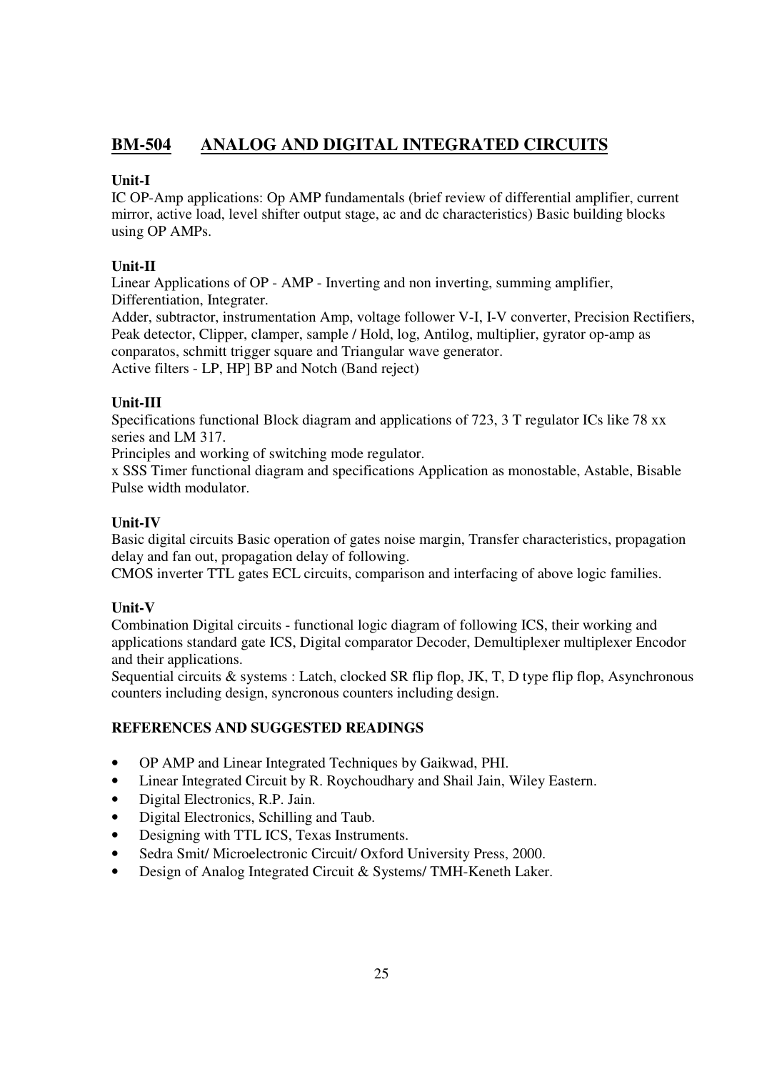## BM-504 ANALOG AND DIGITAL INTEGRATED CIRCUITS

**Unit-I**

IC OP-Amp applications: Op AMP fundamentals (brief review of differential amplifier, current mirror, active load, level shifter output stage, ac and dc characteristics) Basic building blocks using OP AMPs.

**Unit-II**

Linear Applications of OP - AMP - Inverting and non inverting, summing amplifier, Differentiation, Integrater.

Adder, subtractor, instrumentation Amp, voltage follower V-I, I-V converter, Precision Rectifiers, Peak detector, Clipper, clamper, sample / Hold, log, Antilog, multiplier, gyrator op-amp as conparatos, schmitt trigger square and Triangular wave generator.

Active filters - LP, HP] BP and Notch (Band reject)

**Unit-III**

Specifications functional Block diagram and applications of 723, 3 T regulator ICs like 78 xx series and LM 317.

Principles and working of switching mode regulator.

x SSS Timer functional diagram and specifications Application as monostable, Astable, Bisable Pulse width modulator.

**Unit-IV**

Basic digital circuits Basic operation of gates noise margin, Transfer characteristics, propagation delay and fan out, propagation delay of following.

CMOS inverter TTL gates ECL circuits, comparison and interfacing of above logic families.

**Unit-V**

Combination Digital circuits - functional logic diagram of following ICS, their working and applications standard gate ICS, Digital comparator Decoder, Demultiplexer multiplexer Encodor and their applications.

Sequential circuits & systems : Latch, clocked SR flip flop, JK, T, D type flip flop, Asynchronous counters including design, syncronous counters including design.

**REFERENCES AND SUGGESTED READINGS**

- OP AMP and Linear Integrated Techniques by Gaikwad, PHI.
- Linear Integrated Circuit by R. Roychoudhary and Shail Jain, Wiley Eastern.
- Digital Electronics, R.P. Jain.
- Digital Electronics, Schilling and Taub.
- Designing with TTL ICS, Texas Instruments.
- Sedra Smit/ Microelectronic Circuit/ Oxford University Press, 2000.
- Design of Analog Integrated Circuit & Systems/ TMH-Keneth Laker.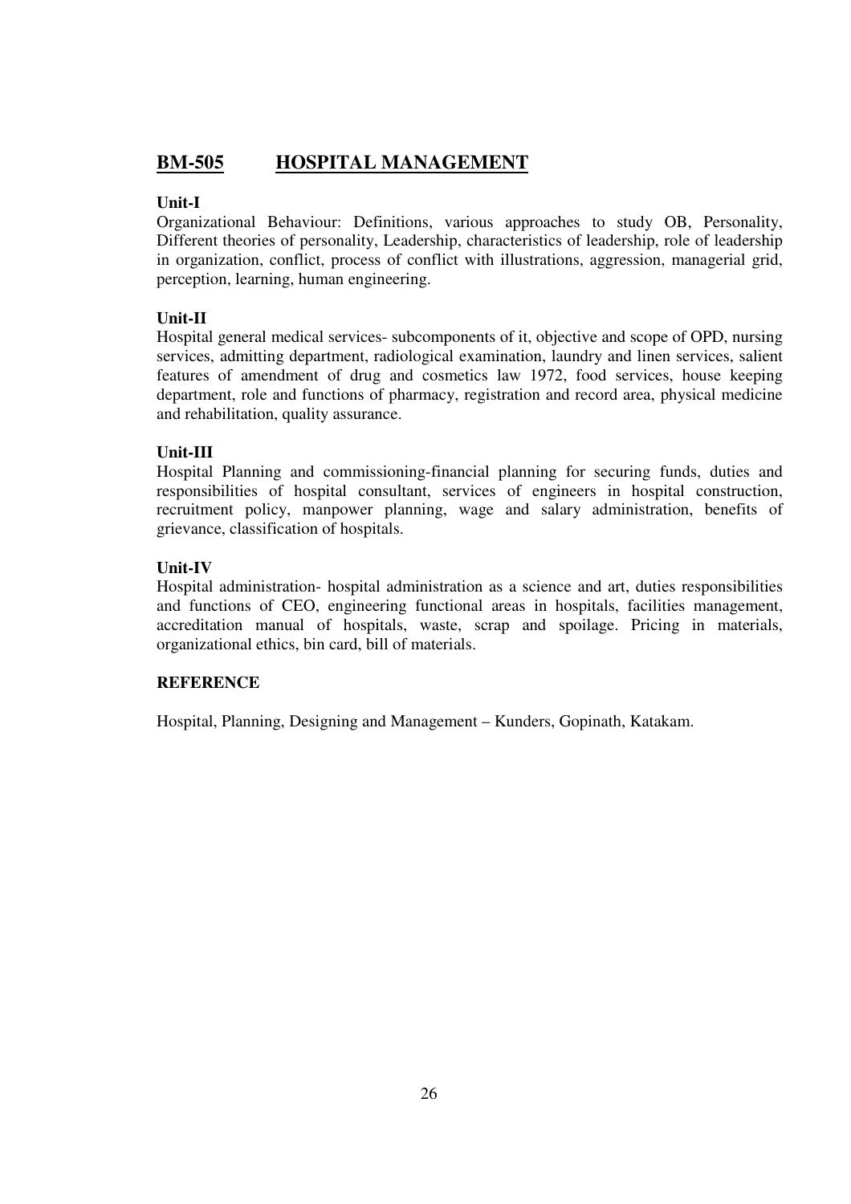## BM-505 HOSPITAL MANAGEMENT

**Unit-I**

Organizational Behaviour: Definitions, various approaches to study OB, Personality, Different theories of personality, Leadership, characteristics of leadership, role of leadership in organization, conflict, process of conflict with illustrations, aggression, managerial grid, perception, learning, human engineering.

**Unit-II**

Hospital general medical services- subcomponents of it, objective and scope of OPD, nursing services, admitting department, radiological examination, laundry and linen services, salient features of amendment of drug and cosmetics law 1972, food services, house keeping department, role and functions of pharmacy, registration and record area, physical medicine and rehabilitation, quality assurance.

**Unit-III**

Hospital Planning and commissioning-financial planning for securing funds, duties and responsibilities of hospital consultant, services of engineers in hospital construction, recruitment policy, manpower planning, wage and salary administration, benefits of grievance, classification of hospitals.

**Unit-IV**

Hospital administration- hospital administration as a science and art, duties responsibilities and functions of CEO, engineering functional areas in hospitals, facilities management, accreditation manual of hospitals, waste, scrap and spoilage. Pricing in materials, organizational ethics, bin card, bill of materials.

**REFERENCE**

Hospital, Planning, Designing and Management – Kunders, Gopinath, Katakam.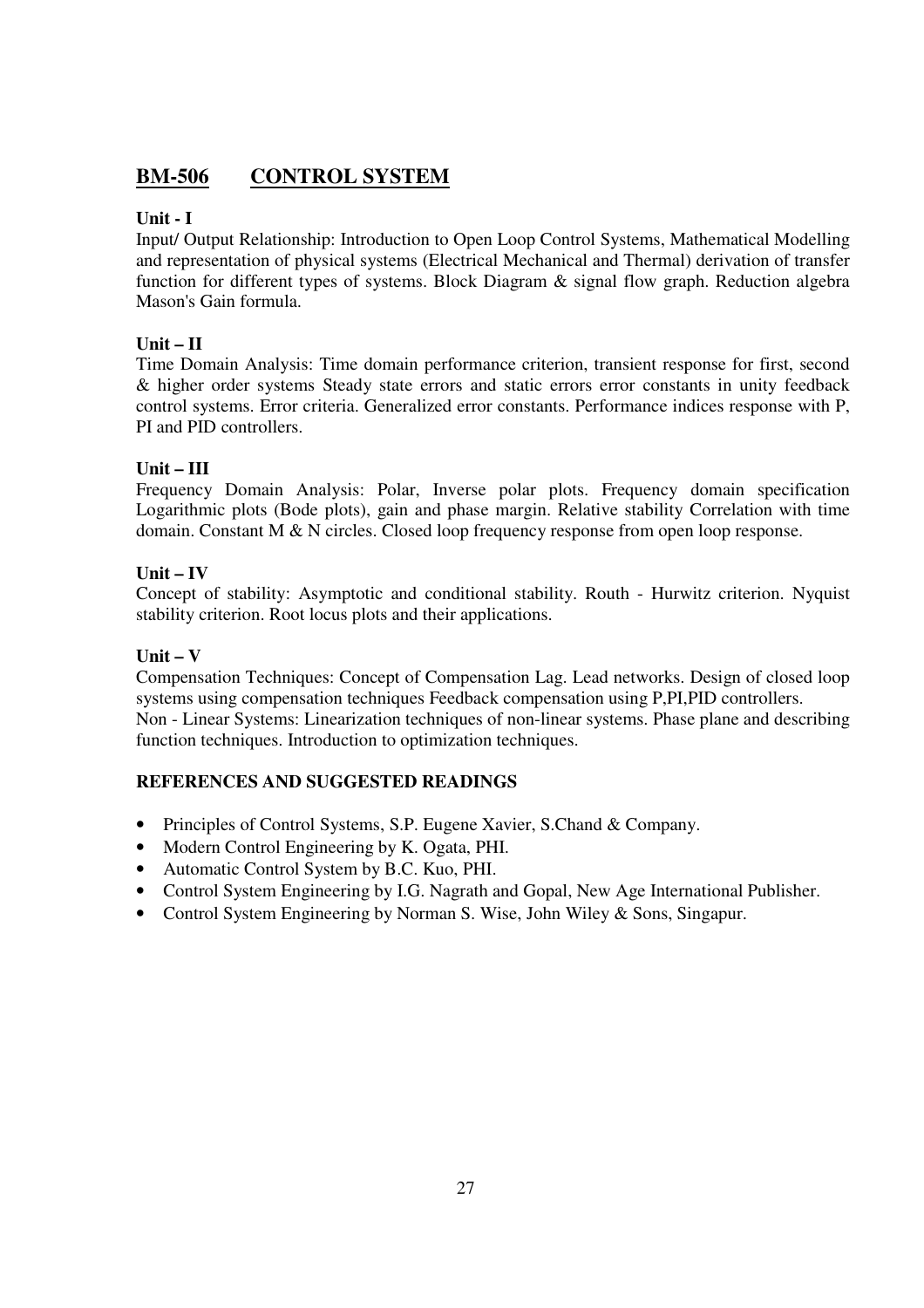## BM-506 CONTROL SYSTEM

### Unit - I

Input/ Output Relationship: Introduction to Open Loop Control Systems, Mathematical Modelling and representation of physical systems (Electrical Mechanical and Thermal) derivation of transfer function for different types of systems. Block Diagram & signal flow graph. Reduction algebra Mason's Gain formula.

### Unit – II

Time Domain Analysis: Time domain performance criterion, transient response for first, second & higher order systems Steady state errors and static errors error constants in unity feedback control systems. Error criteria. Generalized error constants. Performance indices response with P, PI and PID controllers.

### Unit – III

Frequency Domain Analysis: Polar, Inverse polar plots. Frequency domain specification Logarithmic plots (Bode plots), gain and phase margin. Relative stability Correlation with time domain. Constant M & N circles. Closed loop frequency response from open loop response.

### Unit – IV

Concept of stability: Asymptotic and conditional stability. Routh - Hurwitz criterion. Nyquist stability criterion. Root locus plots and their applications.

### Unit – V

Compensation Techniques: Concept of Compensation Lag. Lead networks. Design of closed loop systems using compensation techniques Feedback compensation using P,PI,PID controllers.
Non - Linear Systems: Linearization techniques of non-linear systems. Phase plane and describing function techniques. Introduction to optimization techniques.

### REFERENCES AND SUGGESTED READINGS

- Principles of Control Systems, S.P. Eugene Xavier, S.Chand & Company.
- Modern Control Engineering by K. Ogata, PHI.
- Automatic Control System by B.C. Kuo, PHI.
- Control System Engineering by I.G. Nagrath and Gopal, New Age International Publisher.
- Control System Engineering by Norman S. Wise, John Wiley & Sons, Singapur.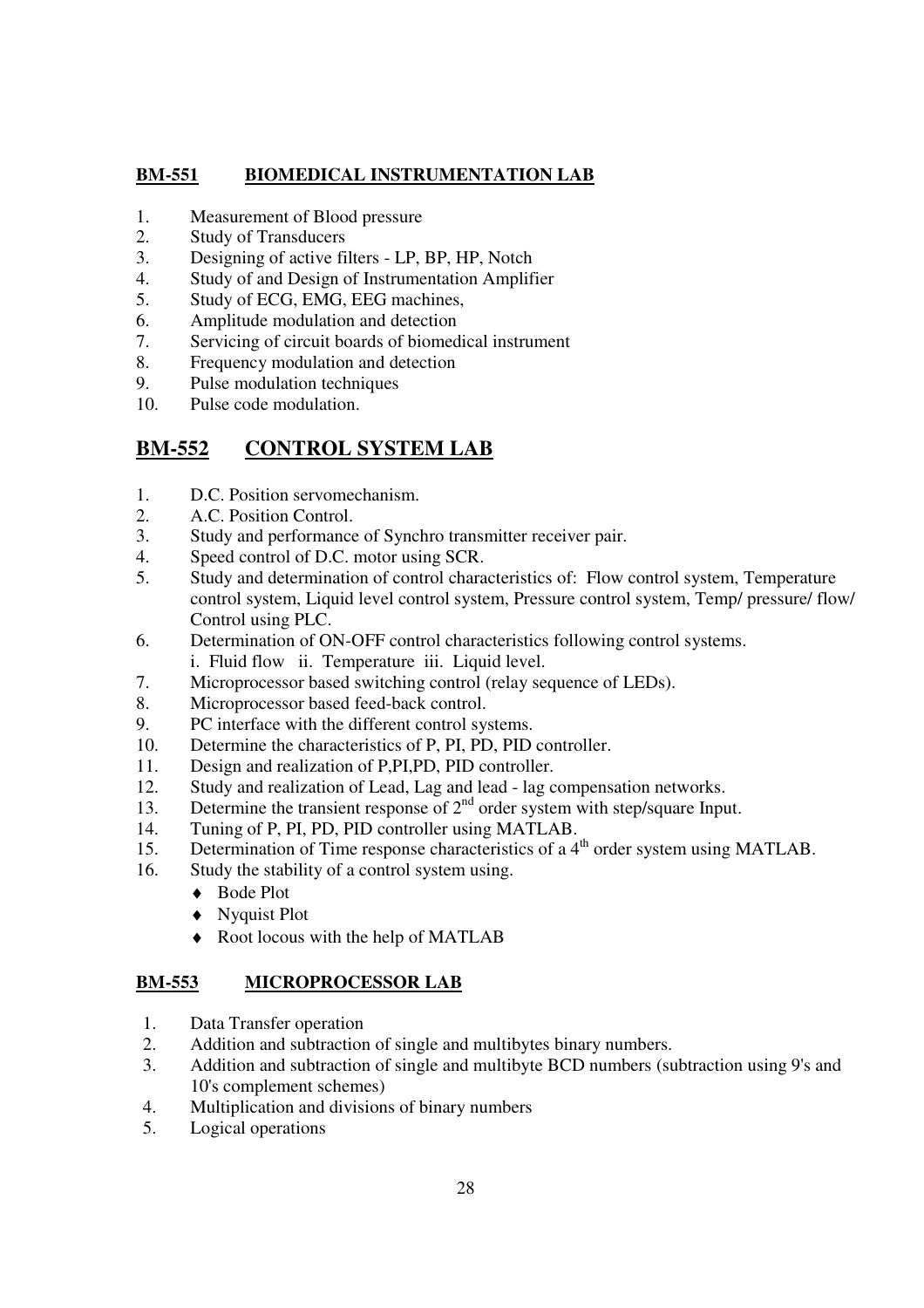## BM-551 BIOMEDICAL INSTRUMENTATION LAB

1. Measurement of Blood pressure
2. Study of Transducers
3. Designing of active filters - LP, BP, HP, Notch
4. Study of and Design of Instrumentation Amplifier
5. Study of ECG, EMG, EEG machines,
6. Amplitude modulation and detection
7. Servicing of circuit boards of biomedical instrument
8. Frequency modulation and detection
9. Pulse modulation techniques
10. Pulse code modulation.

## BM-552 CONTROL SYSTEM LAB

1. D.C. Position servomechanism.
2. A.C. Position Control.
3. Study and performance of Synchro transmitter receiver pair.
4. Speed control of D.C. motor using SCR.
5. Study and determination of control characteristics of: Flow control system, Temperature control system, Liquid level control system, Pressure control system, Temp/ pressure/ flow/ Control using PLC.
6. Determination of ON-OFF control characteristics following control systems.
   i. Fluid flow ii. Temperature iii. Liquid level.
7. Microprocessor based switching control (relay sequence of LEDs).
8. Microprocessor based feed-back control.
9. PC interface with the different control systems.
10. Determine the characteristics of P, PI, PD, PID controller.
11. Design and realization of P,PI,PD, PID controller.
12. Study and realization of Lead, Lag and lead - lag compensation networks.
13. Determine the transient response of 2$^{nd}$ order system with step/square Input.
14. Tuning of P, PI, PD, PID controller using MATLAB.
15. Determination of Time response characteristics of a 4$^{th}$ order system using MATLAB.
16. Study the stability of a control system using.
    - Bode Plot
    - Nyquist Plot
    - Root locous with the help of MATLAB

## BM-553 MICROPROCESSOR LAB

1. Data Transfer operation
2. Addition and subtraction of single and multibytes binary numbers.
3. Addition and subtraction of single and multibyte BCD numbers (subtraction using 9's and 10's complement schemes)
4. Multiplication and divisions of binary numbers
5. Logical operations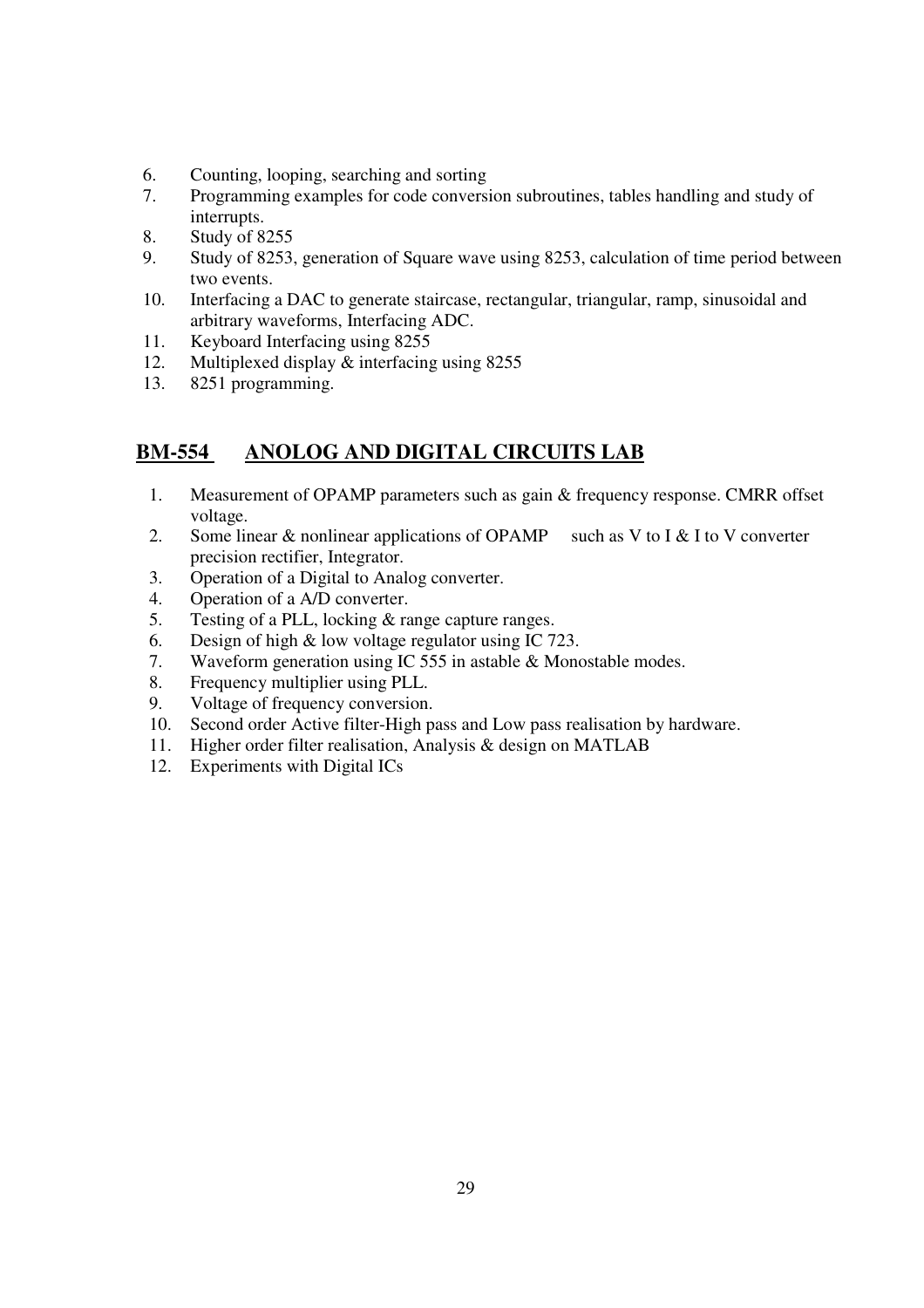6. Counting, looping, searching and sorting
7. Programming examples for code conversion subroutines, tables handling and study of interrupts.
8. Study of 8255
9. Study of 8253, generation of Square wave using 8253, calculation of time period between two events.
10. Interfacing a DAC to generate staircase, rectangular, triangular, ramp, sinusoidal and arbitrary waveforms, Interfacing ADC.
11. Keyboard Interfacing using 8255
12. Multiplexed display & interfacing using 8255
13. 8251 programming.

## <u>BM-554 ANOLOG AND DIGITAL CIRCUITS LAB</u>

1. Measurement of OPAMP parameters such as gain & frequency response. CMRR offset voltage.
2. Some linear & nonlinear applications of OPAMP such as V to I & I to V converter precision rectifier, Integrator.
3. Operation of a Digital to Analog converter.
4. Operation of a A/D converter.
5. Testing of a PLL, locking & range capture ranges.
6. Design of high & low voltage regulator using IC 723.
7. Waveform generation using IC 555 in astable & Monostable modes.
8. Frequency multiplier using PLL.
9. Voltage of frequency conversion.
10. Second order Active filter-High pass and Low pass realisation by hardware.
11. Higher order filter realisation, Analysis & design on MATLAB
12. Experiments with Digital ICs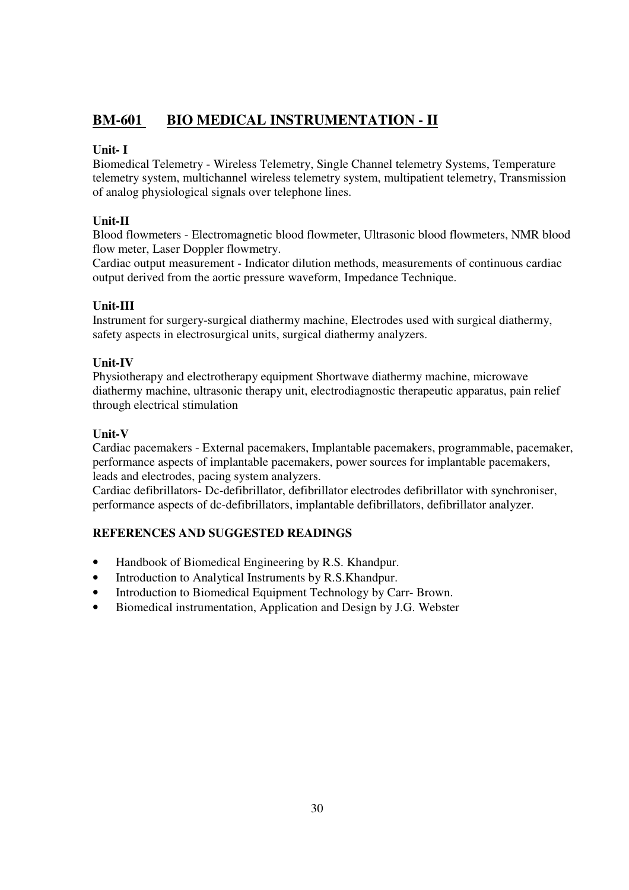# BM-601 BIO MEDICAL INSTRUMENTATION - II

**Unit- I**

Biomedical Telemetry - Wireless Telemetry, Single Channel telemetry Systems, Temperature telemetry system, multichannel wireless telemetry system, multipatient telemetry, Transmission of analog physiological signals over telephone lines.

**Unit-II**

Blood flowmeters - Electromagnetic blood flowmeter, Ultrasonic blood flowmeters, NMR blood flow meter, Laser Doppler flowmetry.

Cardiac output measurement - Indicator dilution methods, measurements of continuous cardiac output derived from the aortic pressure waveform, Impedance Technique.

**Unit-III**

Instrument for surgery-surgical diathermy machine, Electrodes used with surgical diathermy, safety aspects in electrosurgical units, surgical diathermy analyzers.

**Unit-IV**

Physiotherapy and electrotherapy equipment Shortwave diathermy machine, microwave diathermy machine, ultrasonic therapy unit, electrodiagnostic therapeutic apparatus, pain relief through electrical stimulation

**Unit-V**

Cardiac pacemakers - External pacemakers, Implantable pacemakers, programmable, pacemaker, performance aspects of implantable pacemakers, power sources for implantable pacemakers, leads and electrodes, pacing system analyzers.

Cardiac defibrillators- Dc-defibrillator, defibrillator electrodes defibrillator with synchroniser, performance aspects of dc-defibrillators, implantable defibrillators, defibrillator analyzer.

**REFERENCES AND SUGGESTED READINGS**

- Handbook of Biomedical Engineering by R.S. Khandpur.
- Introduction to Analytical Instruments by R.S.Khandpur.
- Introduction to Biomedical Equipment Technology by Carr- Brown.
- Biomedical instrumentation, Application and Design by J.G. Webster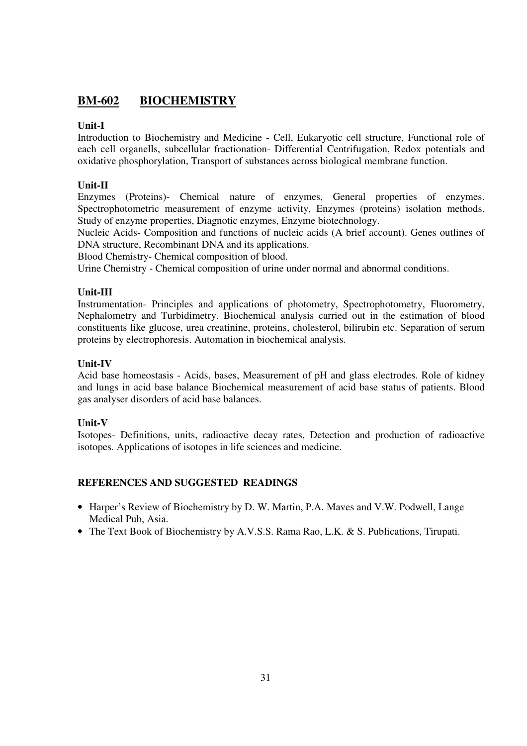## BM-602 BIOCHEMISTRY

**Unit-I**

Introduction to Biochemistry and Medicine - Cell, Eukaryotic cell structure, Functional role of each cell organells, subcellular fractionation- Differential Centrifugation, Redox potentials and oxidative phosphorylation, Transport of substances across biological membrane function.

**Unit-II**

Enzymes (Proteins)- Chemical nature of enzymes, General properties of enzymes. Spectrophotometric measurement of enzyme activity, Enzymes (proteins) isolation methods. Study of enzyme properties, Diagnotic enzymes, Enzyme biotechnology.

Nucleic Acids- Composition and functions of nucleic acids (A brief account). Genes outlines of DNA structure, Recombinant DNA and its applications.

Blood Chemistry- Chemical composition of blood.

Urine Chemistry - Chemical composition of urine under normal and abnormal conditions.

**Unit-III**

Instrumentation- Principles and applications of photometry, Spectrophotometry, Fluorometry, Nephalometry and Turbidimetry. Biochemical analysis carried out in the estimation of blood constituents like glucose, urea creatinine, proteins, cholesterol, bilirubin etc. Separation of serum proteins by electrophoresis. Automation in biochemical analysis.

**Unit-IV**

Acid base homeostasis - Acids, bases, Measurement of pH and glass electrodes. Role of kidney and lungs in acid base balance Biochemical measurement of acid base status of patients. Blood gas analyser disorders of acid base balances.

**Unit-V**

Isotopes- Definitions, units, radioactive decay rates, Detection and production of radioactive isotopes. Applications of isotopes in life sciences and medicine.

### REFERENCES AND SUGGESTED READINGS

- Harper's Review of Biochemistry by D. W. Martin, P.A. Maves and V.W. Podwell, Lange Medical Pub, Asia.
- The Text Book of Biochemistry by A.V.S.S. Rama Rao, L.K. & S. Publications, Tirupati.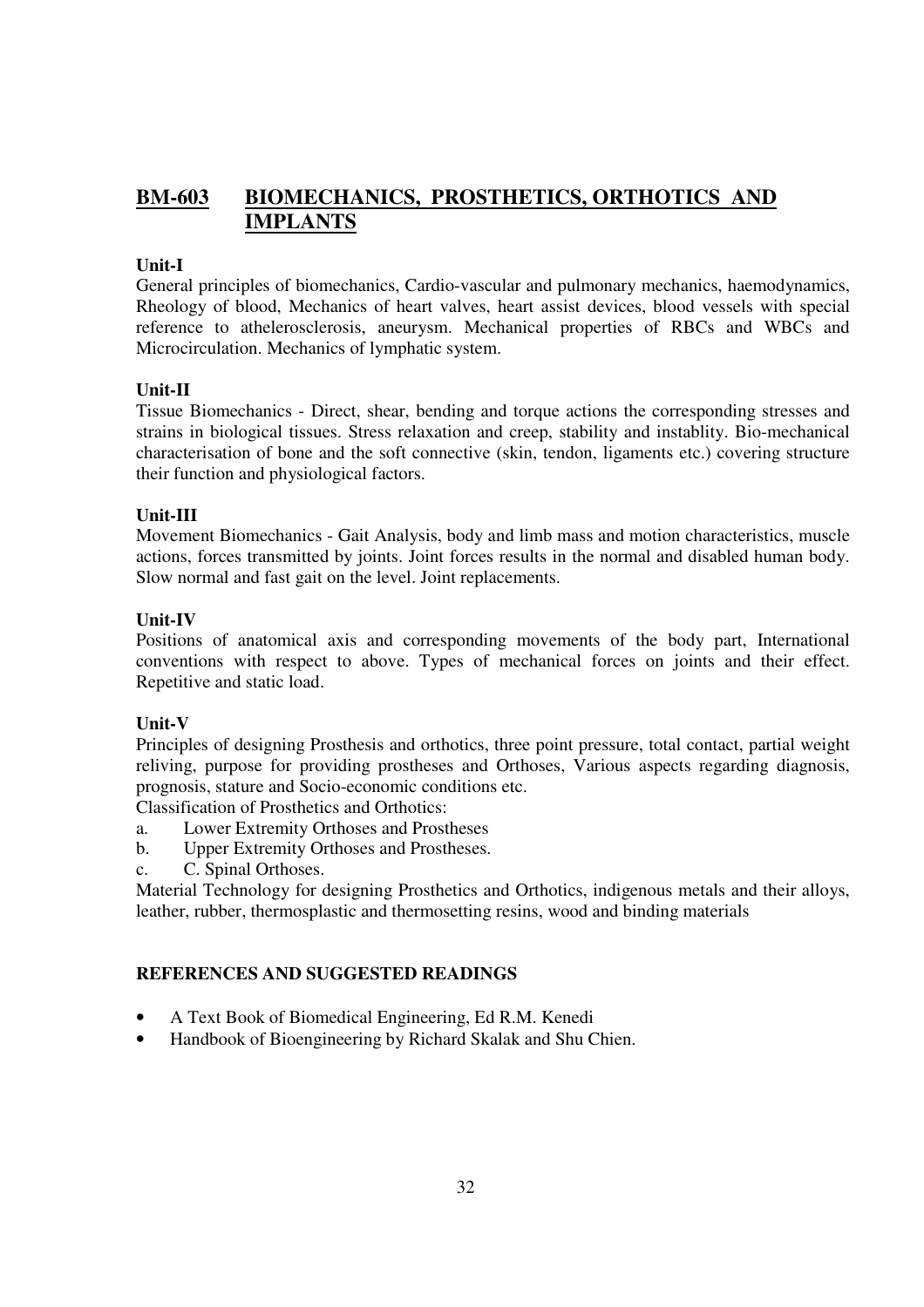## BM-603 BIOMECHANICS, PROSTHETICS, ORTHOTICS AND IMPLANTS

**Unit-I**

General principles of biomechanics, Cardio-vascular and pulmonary mechanics, haemodynamics, Rheology of blood, Mechanics of heart valves, heart assist devices, blood vessels with special reference to athelerosclerosis, aneurysm. Mechanical properties of RBCs and WBCs and Microcirculation. Mechanics of lymphatic system.

**Unit-II**

Tissue Biomechanics - Direct, shear, bending and torque actions the corresponding stresses and strains in biological tissues. Stress relaxation and creep, stability and instablity. Bio-mechanical characterisation of bone and the soft connective (skin, tendon, ligaments etc.) covering structure their function and physiological factors.

**Unit-III**

Movement Biomechanics - Gait Analysis, body and limb mass and motion characteristics, muscle actions, forces transmitted by joints. Joint forces results in the normal and disabled human body. Slow normal and fast gait on the level. Joint replacements.

**Unit-IV**

Positions of anatomical axis and corresponding movements of the body part, International conventions with respect to above. Types of mechanical forces on joints and their effect. Repetitive and static load.

**Unit-V**

Principles of designing Prosthesis and orthotics, three point pressure, total contact, partial weight reliving, purpose for providing prostheses and Orthoses, Various aspects regarding diagnosis, prognosis, stature and Socio-economic conditions etc.

Classification of Prosthetics and Orthotics:

a. Lower Extremity Orthoses and Prostheses
b. Upper Extremity Orthoses and Prostheses.
c. C. Spinal Orthoses.

Material Technology for designing Prosthetics and Orthotics, indigenous metals and their alloys, leather, rubber, thermosplastic and thermosetting resins, wood and binding materials

**REFERENCES AND SUGGESTED READINGS**

- A Text Book of Biomedical Engineering, Ed R.M. Kenedi
- Handbook of Bioengineering by Richard Skalak and Shu Chien.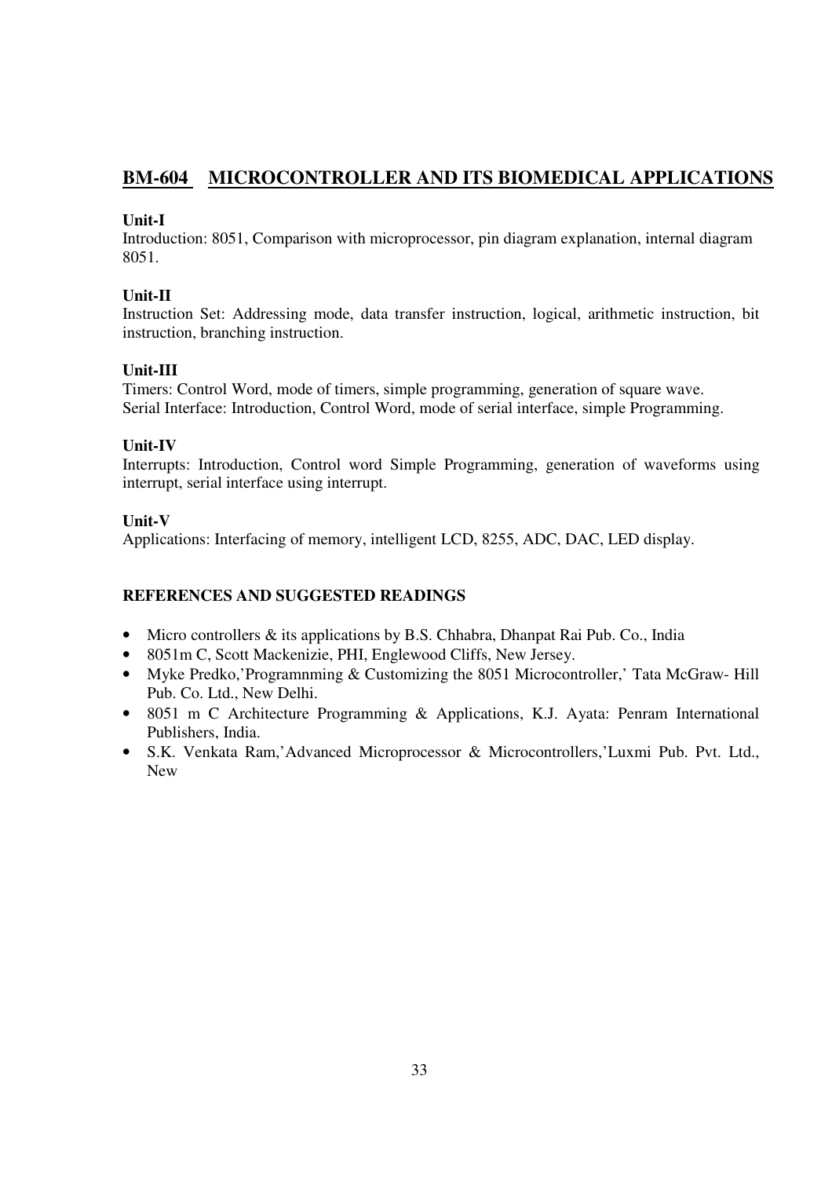## BM-604 MICROCONTROLLER AND ITS BIOMEDICAL APPLICATIONS

**Unit-I**
Introduction: 8051, Comparison with microprocessor, pin diagram explanation, internal diagram 8051.

**Unit-II**
Instruction Set: Addressing mode, data transfer instruction, logical, arithmetic instruction, bit instruction, branching instruction.

**Unit-III**
Timers: Control Word, mode of timers, simple programming, generation of square wave.
Serial Interface: Introduction, Control Word, mode of serial interface, simple Programming.

**Unit-IV**
Interrupts: Introduction, Control word Simple Programming, generation of waveforms using interrupt, serial interface using interrupt.

**Unit-V**
Applications: Interfacing of memory, intelligent LCD, 8255, ADC, DAC, LED display.

### REFERENCES AND SUGGESTED READINGS

- Micro controllers & its applications by B.S. Chhabra, Dhanpat Rai Pub. Co., India
- 8051m C, Scott Mackenizie, PHI, Englewood Cliffs, New Jersey.
- Myke Predko,'Programnming & Customizing the 8051 Microcontroller,' Tata McGraw- Hill Pub. Co. Ltd., New Delhi.
- 8051 m C Architecture Programming & Applications, K.J. Ayata: Penram International Publishers, India.
- S.K. Venkata Ram,'Advanced Microprocessor & Microcontrollers,'Luxmi Pub. Pvt. Ltd., New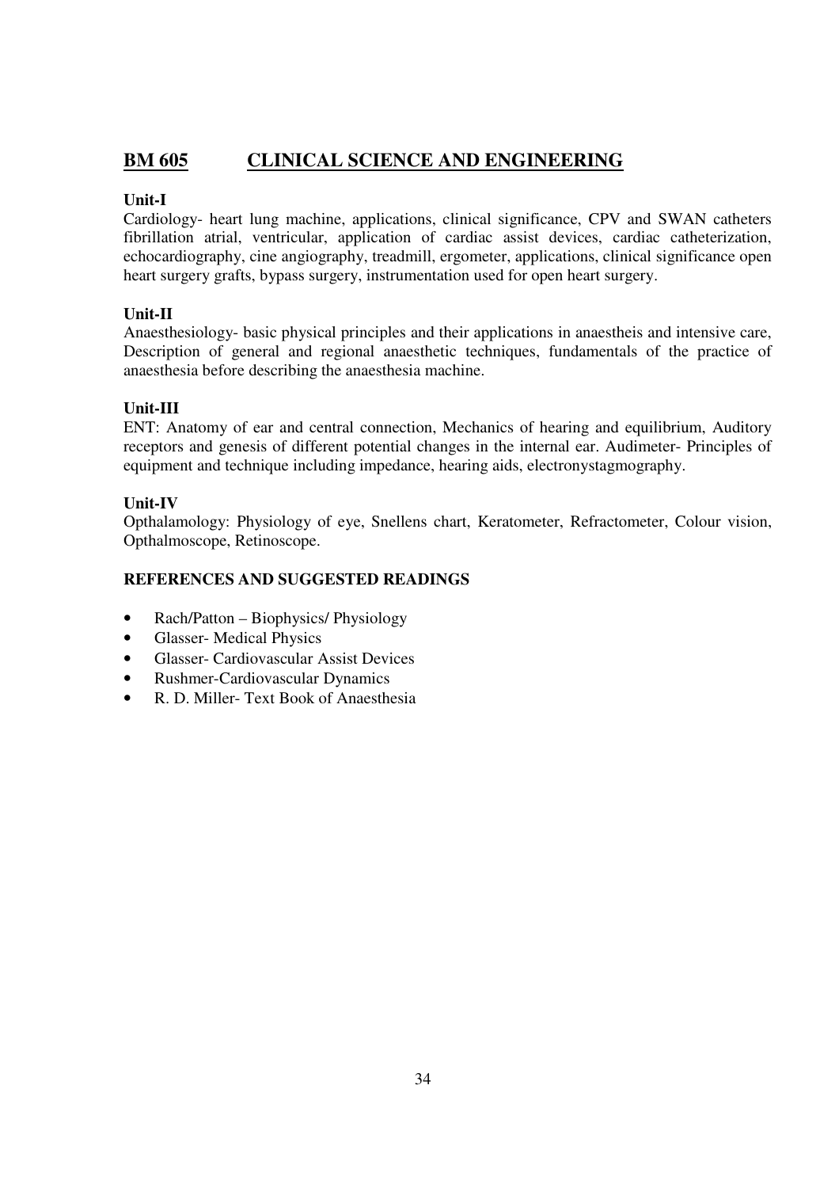## BM 605 CLINICAL SCIENCE AND ENGINEERING

**Unit-I**

Cardiology- heart lung machine, applications, clinical significance, CPV and SWAN catheters fibrillation atrial, ventricular, application of cardiac assist devices, cardiac catheterization, echocardiography, cine angiography, treadmill, ergometer, applications, clinical significance open heart surgery grafts, bypass surgery, instrumentation used for open heart surgery.

**Unit-II**

Anaesthesiology- basic physical principles and their applications in anaestheis and intensive care, Description of general and regional anaesthetic techniques, fundamentals of the practice of anaesthesia before describing the anaesthesia machine.

**Unit-III**

ENT: Anatomy of ear and central connection, Mechanics of hearing and equilibrium, Auditory receptors and genesis of different potential changes in the internal ear. Audimeter- Principles of equipment and technique including impedance, hearing aids, electronystagmography.

**Unit-IV**

Opthalamology: Physiology of eye, Snellens chart, Keratometer, Refractometer, Colour vision, Opthalmoscope, Retinoscope.

**REFERENCES AND SUGGESTED READINGS**

- Rach/Patton – Biophysics/ Physiology
- Glasser- Medical Physics
- Glasser- Cardiovascular Assist Devices
- Rushmer-Cardiovascular Dynamics
- R. D. Miller- Text Book of Anaesthesia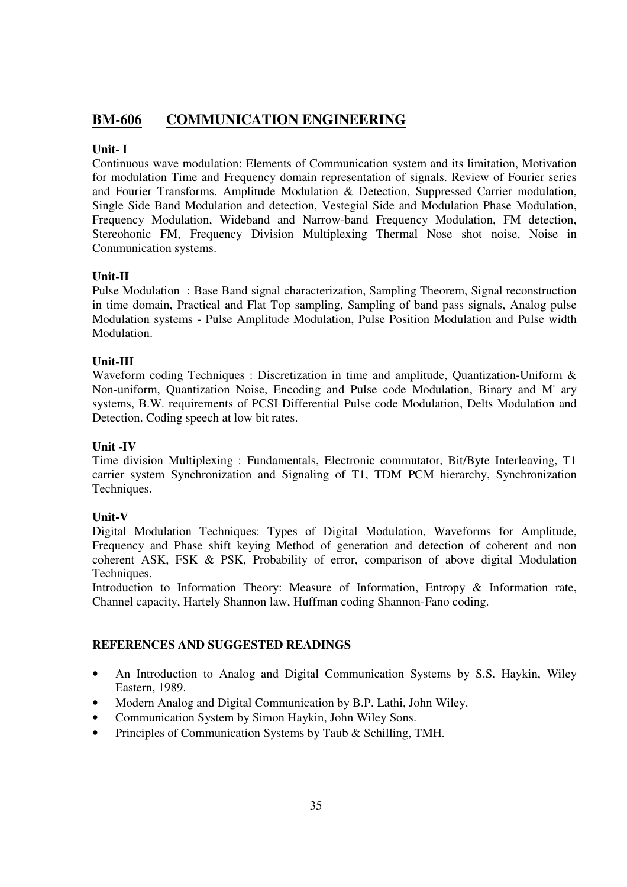## BM-606 COMMUNICATION ENGINEERING

**Unit- I**

Continuous wave modulation: Elements of Communication system and its limitation, Motivation for modulation Time and Frequency domain representation of signals. Review of Fourier series and Fourier Transforms. Amplitude Modulation & Detection, Suppressed Carrier modulation, Single Side Band Modulation and detection, Vestegial Side and Modulation Phase Modulation, Frequency Modulation, Wideband and Narrow-band Frequency Modulation, FM detection, Stereohonic FM, Frequency Division Multiplexing Thermal Nose shot noise, Noise in Communication systems.

**Unit-II**

Pulse Modulation : Base Band signal characterization, Sampling Theorem, Signal reconstruction in time domain, Practical and Flat Top sampling, Sampling of band pass signals, Analog pulse Modulation systems - Pulse Amplitude Modulation, Pulse Position Modulation and Pulse width Modulation.

**Unit-III**

Waveform coding Techniques : Discretization in time and amplitude, Quantization-Uniform & Non-uniform, Quantization Noise, Encoding and Pulse code Modulation, Binary and M' ary systems, B.W. requirements of PCSI Differential Pulse code Modulation, Delts Modulation and Detection. Coding speech at low bit rates.

**Unit -IV**

Time division Multiplexing : Fundamentals, Electronic commutator, Bit/Byte Interleaving, T1 carrier system Synchronization and Signaling of T1, TDM PCM hierarchy, Synchronization Techniques.

**Unit-V**

Digital Modulation Techniques: Types of Digital Modulation, Waveforms for Amplitude, Frequency and Phase shift keying Method of generation and detection of coherent and non coherent ASK, FSK & PSK, Probability of error, comparison of above digital Modulation Techniques.

Introduction to Information Theory: Measure of Information, Entropy & Information rate, Channel capacity, Hartely Shannon law, Huffman coding Shannon-Fano coding.

**REFERENCES AND SUGGESTED READINGS**

- An Introduction to Analog and Digital Communication Systems by S.S. Haykin, Wiley Eastern, 1989.
- Modern Analog and Digital Communication by B.P. Lathi, John Wiley.
- Communication System by Simon Haykin, John Wiley Sons.
- Principles of Communication Systems by Taub & Schilling, TMH.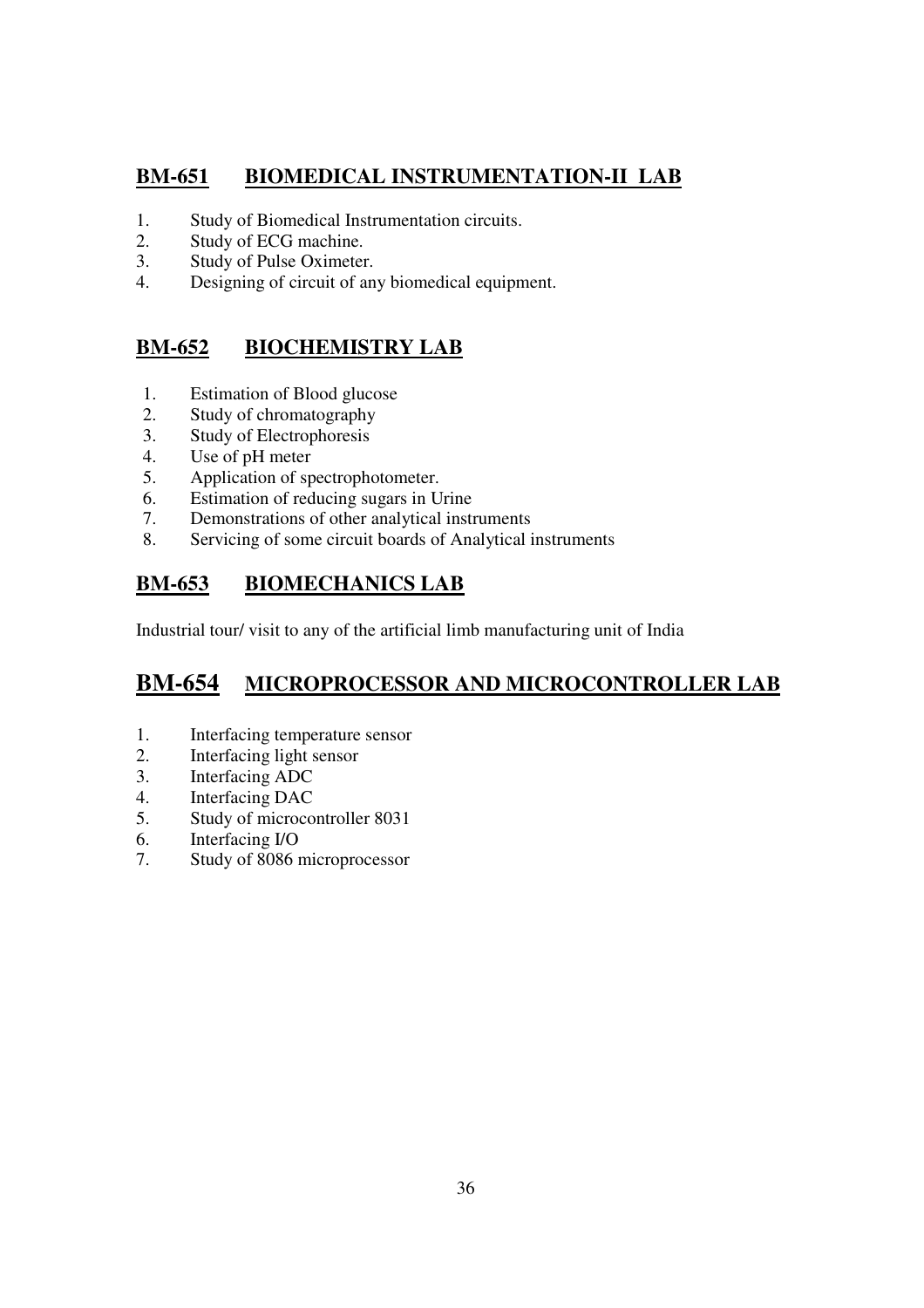## BM-651 BIOMEDICAL INSTRUMENTATION-II LAB

1. Study of Biomedical Instrumentation circuits.
2. Study of ECG machine.
3. Study of Pulse Oximeter.
4. Designing of circuit of any biomedical equipment.

## BM-652 BIOCHEMISTRY LAB

1. Estimation of Blood glucose
2. Study of chromatography
3. Study of Electrophoresis
4. Use of pH meter
5. Application of spectrophotometer.
6. Estimation of reducing sugars in Urine
7. Demonstrations of other analytical instruments
8. Servicing of some circuit boards of Analytical instruments

## BM-653 BIOMECHANICS LAB

Industrial tour/ visit to any of the artificial limb manufacturing unit of India

## BM-654 MICROPROCESSOR AND MICROCONTROLLER LAB

1. Interfacing temperature sensor
2. Interfacing light sensor
3. Interfacing ADC
4. Interfacing DAC
5. Study of microcontroller 8031
6. Interfacing I/O
7. Study of 8086 microprocessor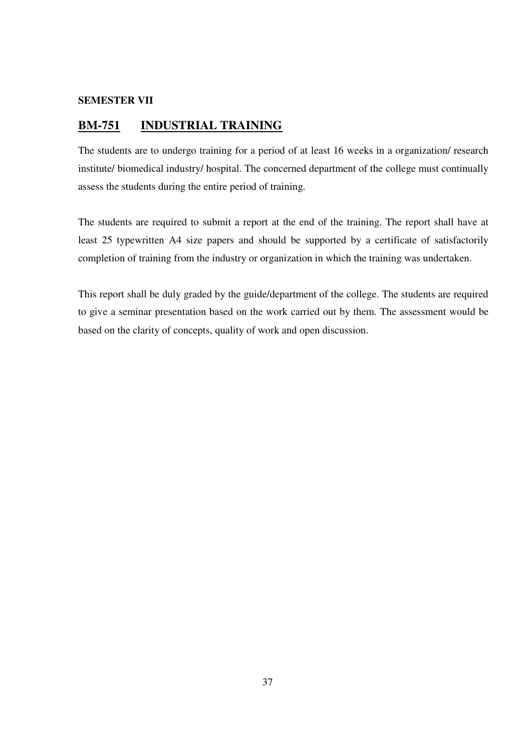**SEMESTER VII**

## BM-751 INDUSTRIAL TRAINING

The students are to undergo training for a period of at least 16 weeks in a organization/ research institute/ biomedical industry/ hospital. The concerned department of the college must continually assess the students during the entire period of training.

The students are required to submit a report at the end of the training. The report shall have at least 25 typewritten A4 size papers and should be supported by a certificate of satisfactorily completion of training from the industry or organization in which the training was undertaken.

This report shall be duly graded by the guide/department of the college. The students are required to give a seminar presentation based on the work carried out by them. The assessment would be based on the clarity of concepts, quality of work and open discussion.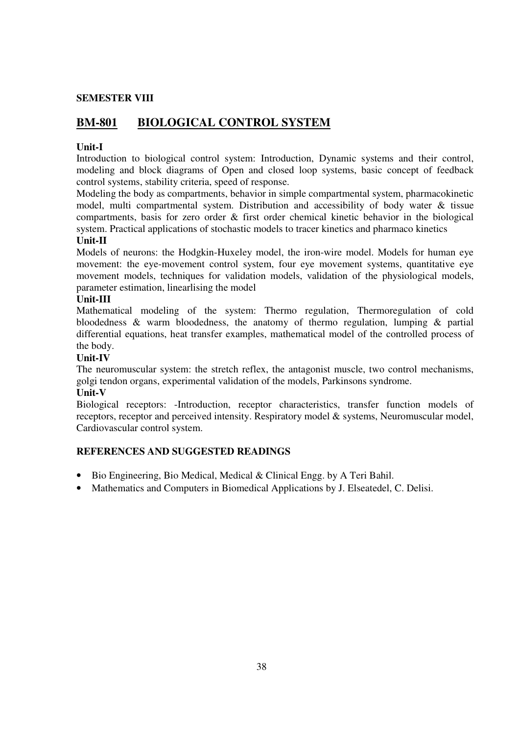**SEMESTER VIII**

## <u>BM-801</u> <u>BIOLOGICAL CONTROL SYSTEM</u>

**Unit-I**

Introduction to biological control system: Introduction, Dynamic systems and their control, modeling and block diagrams of Open and closed loop systems, basic concept of feedback control systems, stability criteria, speed of response.

Modeling the body as compartments, behavior in simple compartmental system, pharmacokinetic model, multi compartmental system. Distribution and accessibility of body water & tissue compartments, basis for zero order & first order chemical kinetic behavior in the biological system. Practical applications of stochastic models to tracer kinetics and pharmaco kinetics

**Unit-II**

Models of neurons: the Hodgkin-Huxeley model, the iron-wire model. Models for human eye movement: the eye-movement control system, four eye movement systems, quantitative eye movement models, techniques for validation models, validation of the physiological models, parameter estimation, linearlising the model

**Unit-III**

Mathematical modeling of the system: Thermo regulation, Thermoregulation of cold bloodedness & warm bloodedness, the anatomy of thermo regulation, lumping & partial differential equations, heat transfer examples, mathematical model of the controlled process of the body.

**Unit-IV**

The neuromuscular system: the stretch reflex, the antagonist muscle, two control mechanisms, golgi tendon organs, experimental validation of the models, Parkinsons syndrome.

**Unit-V**

Biological receptors: -Introduction, receptor characteristics, transfer function models of receptors, receptor and perceived intensity. Respiratory model & systems, Neuromuscular model, Cardiovascular control system.

**REFERENCES AND SUGGESTED READINGS**

- Bio Engineering, Bio Medical, Medical & Clinical Engg. by A Teri Bahil.
- Mathematics and Computers in Biomedical Applications by J. Elseatedel, C. Delisi.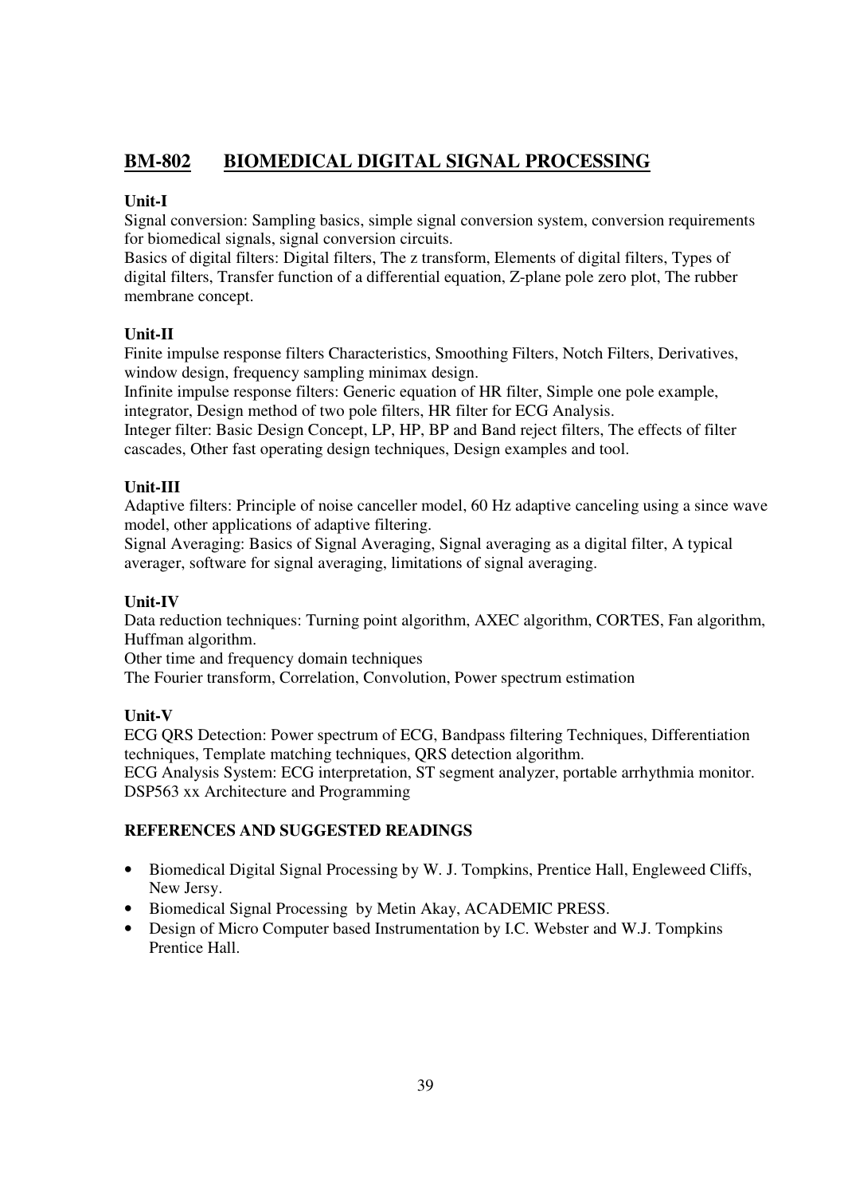## BM-802 BIOMEDICAL DIGITAL SIGNAL PROCESSING

**Unit-I**

Signal conversion: Sampling basics, simple signal conversion system, conversion requirements for biomedical signals, signal conversion circuits.

Basics of digital filters: Digital filters, The z transform, Elements of digital filters, Types of digital filters, Transfer function of a differential equation, Z-plane pole zero plot, The rubber membrane concept.

**Unit-II**

Finite impulse response filters Characteristics, Smoothing Filters, Notch Filters, Derivatives, window design, frequency sampling minimax design.

Infinite impulse response filters: Generic equation of HR filter, Simple one pole example, integrator, Design method of two pole filters, HR filter for ECG Analysis.

Integer filter: Basic Design Concept, LP, HP, BP and Band reject filters, The effects of filter cascades, Other fast operating design techniques, Design examples and tool.

**Unit-III**

Adaptive filters: Principle of noise canceller model, 60 Hz adaptive canceling using a since wave model, other applications of adaptive filtering.

Signal Averaging: Basics of Signal Averaging, Signal averaging as a digital filter, A typical averager, software for signal averaging, limitations of signal averaging.

**Unit-IV**

Data reduction techniques: Turning point algorithm, AXEC algorithm, CORTES, Fan algorithm, Huffman algorithm.

Other time and frequency domain techniques

The Fourier transform, Correlation, Convolution, Power spectrum estimation

**Unit-V**

ECG QRS Detection: Power spectrum of ECG, Bandpass filtering Techniques, Differentiation techniques, Template matching techniques, QRS detection algorithm.

ECG Analysis System: ECG interpretation, ST segment analyzer, portable arrhythmia monitor. DSP563 xx Architecture and Programming

### REFERENCES AND SUGGESTED READINGS

- Biomedical Digital Signal Processing by W. J. Tompkins, Prentice Hall, Engleweed Cliffs, New Jersy.
- Biomedical Signal Processing by Metin Akay, ACADEMIC PRESS.
- Design of Micro Computer based Instrumentation by I.C. Webster and W.J. Tompkins Prentice Hall.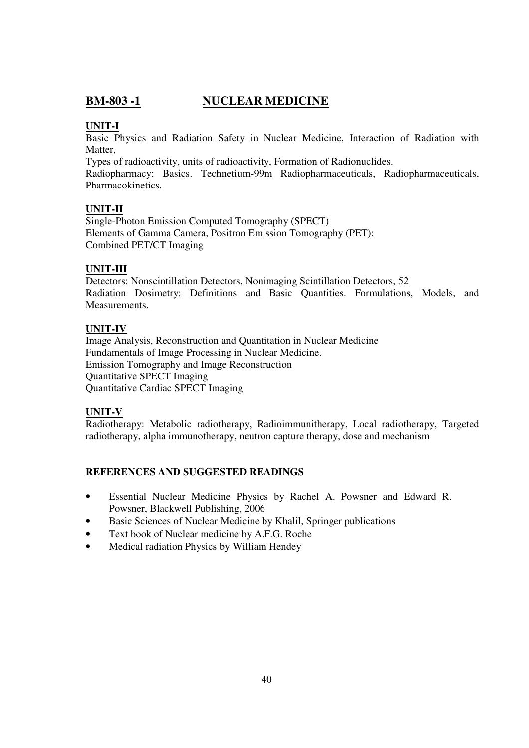## BM-803 -1 NUCLEAR MEDICINE

### UNIT-I

Basic Physics and Radiation Safety in Nuclear Medicine, Interaction of Radiation with Matter,

Types of radioactivity, units of radioactivity, Formation of Radionuclides.

Radiopharmacy: Basics. Technetium-99m Radiopharmaceuticals, Radiopharmaceuticals, Pharmacokinetics.

### UNIT-II

Single-Photon Emission Computed Tomography (SPECT)
Elements of Gamma Camera, Positron Emission Tomography (PET):
Combined PET/CT Imaging

### UNIT-III

Detectors: Nonscintillation Detectors, Nonimaging Scintillation Detectors, 52
Radiation Dosimetry: Definitions and Basic Quantities. Formulations, Models, and Measurements.

### UNIT-IV

Image Analysis, Reconstruction and Quantitation in Nuclear Medicine
Fundamentals of Image Processing in Nuclear Medicine.
Emission Tomography and Image Reconstruction
Quantitative SPECT Imaging
Quantitative Cardiac SPECT Imaging

### UNIT-V

Radiotherapy: Metabolic radiotherapy, Radioimmunitherapy, Local radiotherapy, Targeted radiotherapy, alpha immunotherapy, neutron capture therapy, dose and mechanism

### REFERENCES AND SUGGESTED READINGS

- Essential Nuclear Medicine Physics by Rachel A. Powsner and Edward R. Powsner, Blackwell Publishing, 2006
- Basic Sciences of Nuclear Medicine by Khalil, Springer publications
- Text book of Nuclear medicine by A.F.G. Roche
- Medical radiation Physics by William Hendey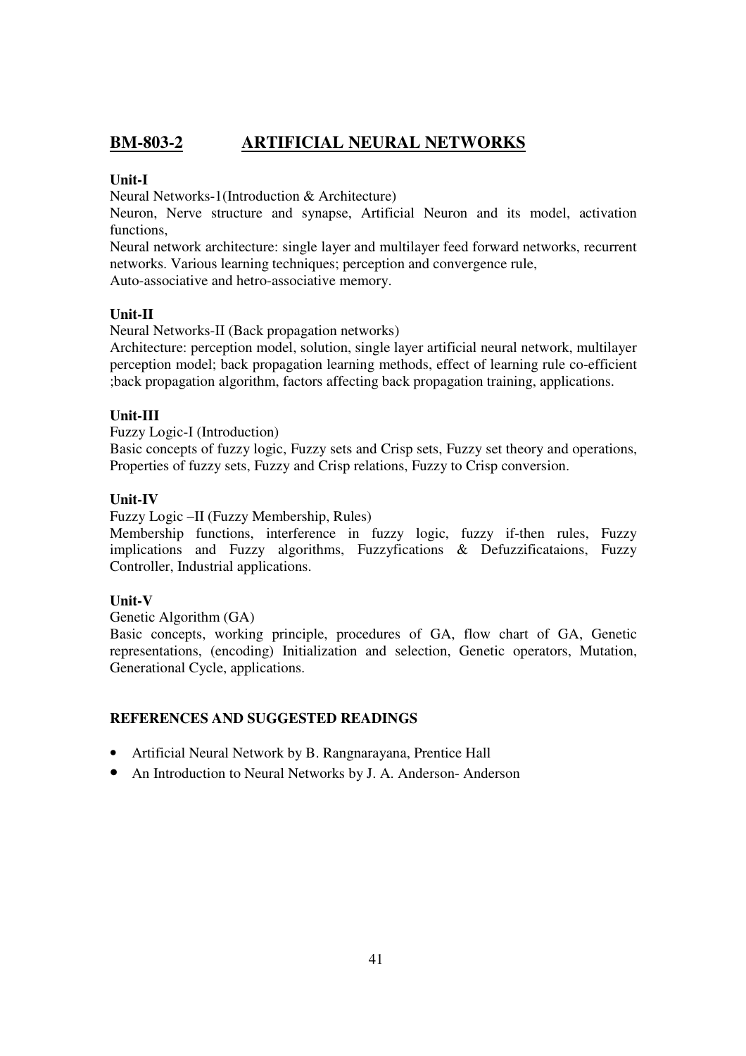## BM-803-2 ARTIFICIAL NEURAL NETWORKS

**Unit-I**

Neural Networks-1(Introduction & Architecture)

Neuron, Nerve structure and synapse, Artificial Neuron and its model, activation functions,

Neural network architecture: single layer and multilayer feed forward networks, recurrent networks. Various learning techniques; perception and convergence rule,

Auto-associative and hetro-associative memory.

**Unit-II**

Neural Networks-II (Back propagation networks)

Architecture: perception model, solution, single layer artificial neural network, multilayer perception model; back propagation learning methods, effect of learning rule co-efficient ;back propagation algorithm, factors affecting back propagation training, applications.

**Unit-III**

Fuzzy Logic-I (Introduction)

Basic concepts of fuzzy logic, Fuzzy sets and Crisp sets, Fuzzy set theory and operations, Properties of fuzzy sets, Fuzzy and Crisp relations, Fuzzy to Crisp conversion.

**Unit-IV**

Fuzzy Logic –II (Fuzzy Membership, Rules)

Membership functions, interference in fuzzy logic, fuzzy if-then rules, Fuzzy implications and Fuzzy algorithms, Fuzzyfications & Defuzzificataions, Fuzzy Controller, Industrial applications.

**Unit-V**

Genetic Algorithm (GA)

Basic concepts, working principle, procedures of GA, flow chart of GA, Genetic representations, (encoding) Initialization and selection, Genetic operators, Mutation, Generational Cycle, applications.

**REFERENCES AND SUGGESTED READINGS**

- Artificial Neural Network by B. Rangnarayana, Prentice Hall
- An Introduction to Neural Networks by J. A. Anderson- Anderson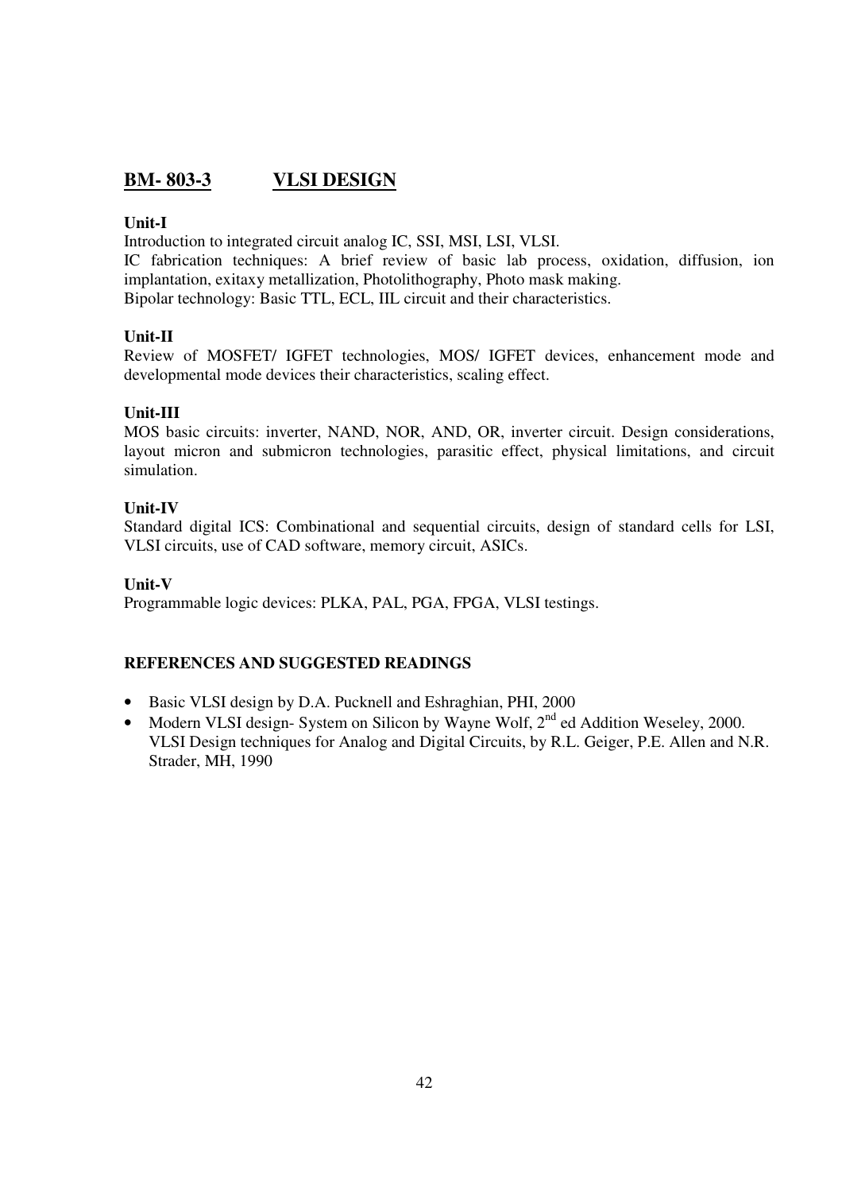## BM- 803-3 VLSI DESIGN

**Unit-I**

Introduction to integrated circuit analog IC, SSI, MSI, LSI, VLSI.

IC fabrication techniques: A brief review of basic lab process, oxidation, diffusion, ion implantation, exitaxy metallization, Photolithography, Photo mask making.

Bipolar technology: Basic TTL, ECL, IIL circuit and their characteristics.

**Unit-II**

Review of MOSFET/ IGFET technologies, MOS/ IGFET devices, enhancement mode and developmental mode devices their characteristics, scaling effect.

**Unit-III**

MOS basic circuits: inverter, NAND, NOR, AND, OR, inverter circuit. Design considerations, layout micron and submicron technologies, parasitic effect, physical limitations, and circuit simulation.

**Unit-IV**

Standard digital ICS: Combinational and sequential circuits, design of standard cells for LSI, VLSI circuits, use of CAD software, memory circuit, ASICs.

**Unit-V**

Programmable logic devices: PLKA, PAL, PGA, FPGA, VLSI testings.

**REFERENCES AND SUGGESTED READINGS**

- Basic VLSI design by D.A. Pucknell and Eshraghian, PHI, 2000
- Modern VLSI design- System on Silicon by Wayne Wolf, 2nd ed Addition Weseley, 2000. VLSI Design techniques for Analog and Digital Circuits, by R.L. Geiger, P.E. Allen and N.R. Strader, MH, 1990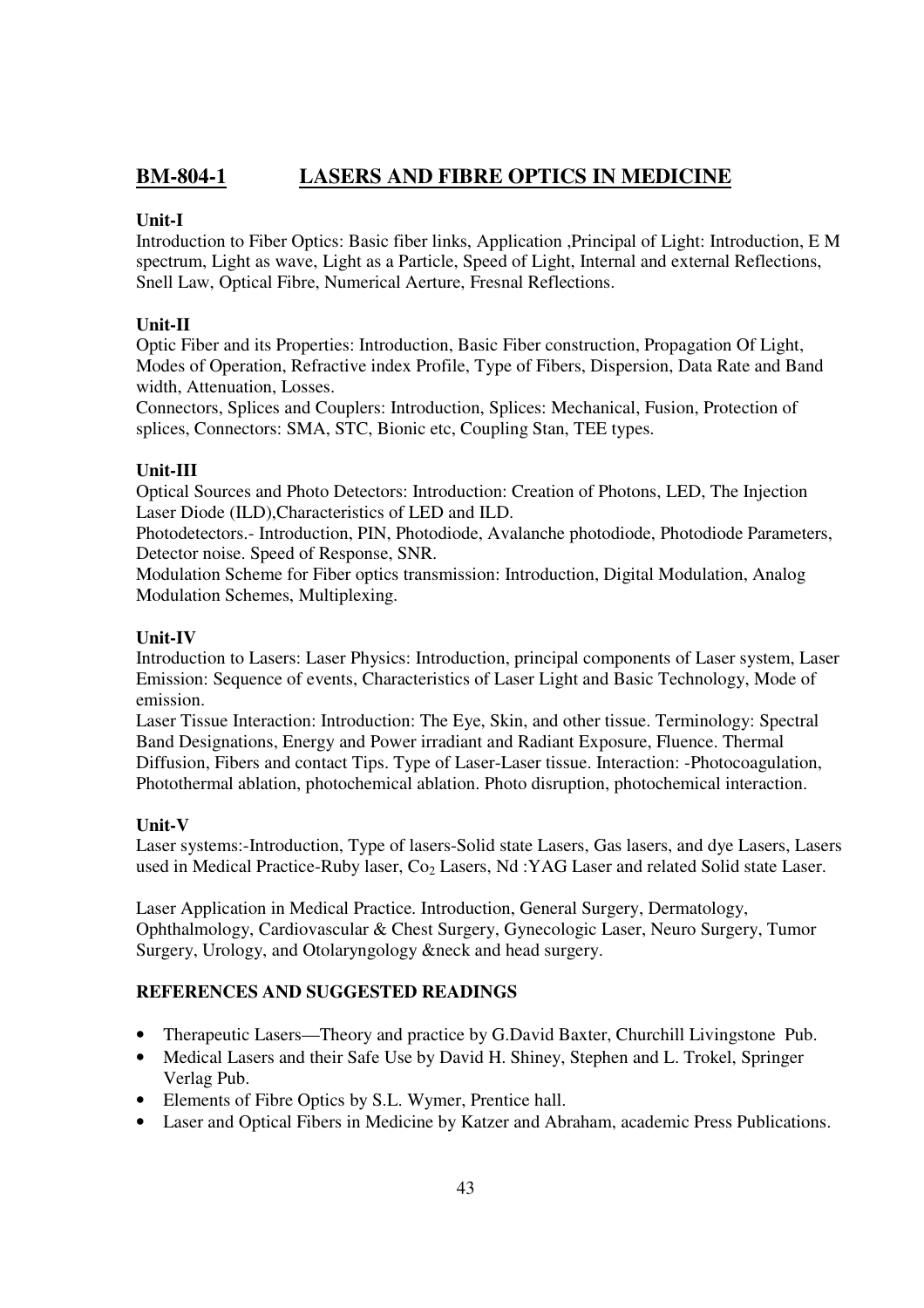## BM-804-1 LASERS AND FIBRE OPTICS IN MEDICINE

**Unit-I**

Introduction to Fiber Optics: Basic fiber links, Application ,Principal of Light: Introduction, E M spectrum, Light as wave, Light as a Particle, Speed of Light, Internal and external Reflections, Snell Law, Optical Fibre, Numerical Aerture, Fresnal Reflections.

**Unit-II**

Optic Fiber and its Properties: Introduction, Basic Fiber construction, Propagation Of Light, Modes of Operation, Refractive index Profile, Type of Fibers, Dispersion, Data Rate and Band width, Attenuation, Losses.

Connectors, Splices and Couplers: Introduction, Splices: Mechanical, Fusion, Protection of splices, Connectors: SMA, STC, Bionic etc, Coupling Stan, TEE types.

**Unit-III**

Optical Sources and Photo Detectors: Introduction: Creation of Photons, LED, The Injection Laser Diode (ILD),Characteristics of LED and ILD.

Photodetectors.- Introduction, PIN, Photodiode, Avalanche photodiode, Photodiode Parameters, Detector noise. Speed of Response, SNR.

Modulation Scheme for Fiber optics transmission: Introduction, Digital Modulation, Analog Modulation Schemes, Multiplexing.

**Unit-IV**

Introduction to Lasers: Laser Physics: Introduction, principal components of Laser system, Laser Emission: Sequence of events, Characteristics of Laser Light and Basic Technology, Mode of emission.

Laser Tissue Interaction: Introduction: The Eye, Skin, and other tissue. Terminology: Spectral Band Designations, Energy and Power irradiant and Radiant Exposure, Fluence. Thermal Diffusion, Fibers and contact Tips. Type of Laser-Laser tissue. Interaction: -Photocoagulation, Photothermal ablation, photochemical ablation. Photo disruption, photochemical interaction.

**Unit-V**

Laser systems:-Introduction, Type of lasers-Solid state Lasers, Gas lasers, and dye Lasers, Lasers used in Medical Practice-Ruby laser, $Co_2$ Lasers, Nd :YAG Laser and related Solid state Laser.

Laser Application in Medical Practice. Introduction, General Surgery, Dermatology, Ophthalmology, Cardiovascular & Chest Surgery, Gynecologic Laser, Neuro Surgery, Tumor Surgery, Urology, and Otolaryngology &neck and head surgery.

**REFERENCES AND SUGGESTED READINGS**

- Therapeutic Lasers—Theory and practice by G.David Baxter, Churchill Livingstone Pub.
- Medical Lasers and their Safe Use by David H. Shiney, Stephen and L. Trokel, Springer Verlag Pub.
- Elements of Fibre Optics by S.L. Wymer, Prentice hall.
- Laser and Optical Fibers in Medicine by Katzer and Abraham, academic Press Publications.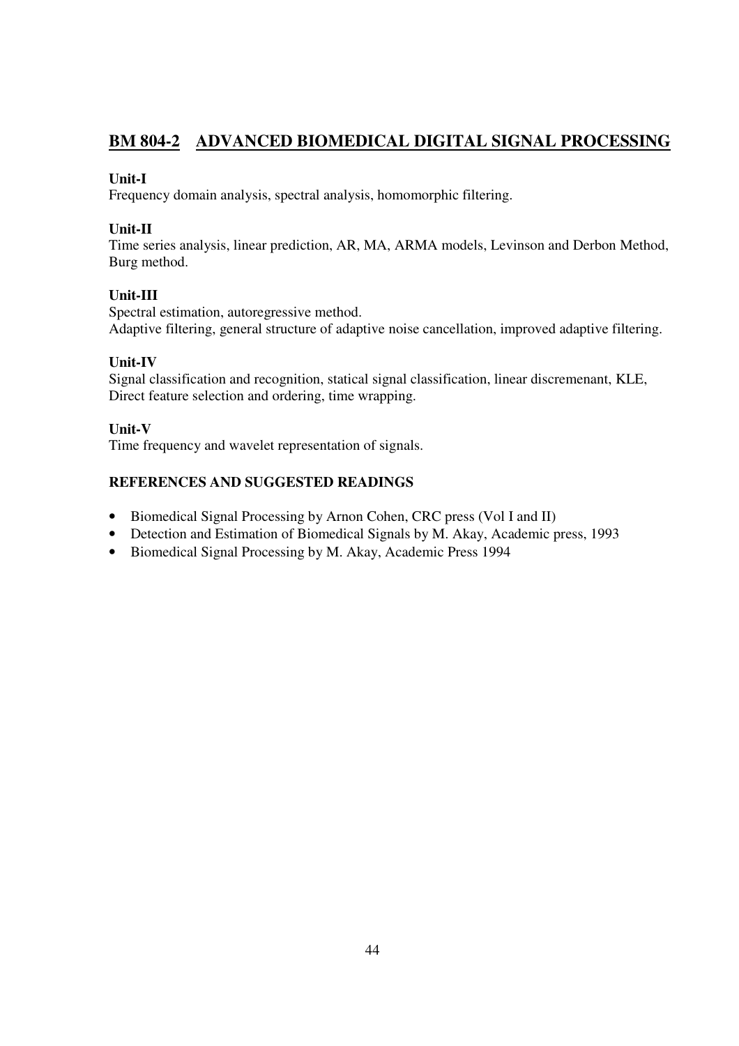## BM 804-2 ADVANCED BIOMEDICAL DIGITAL SIGNAL PROCESSING

**Unit-I**
Frequency domain analysis, spectral analysis, homomorphic filtering.

**Unit-II**
Time series analysis, linear prediction, AR, MA, ARMA models, Levinson and Derbon Method, Burg method.

**Unit-III**
Spectral estimation, autoregressive method.
Adaptive filtering, general structure of adaptive noise cancellation, improved adaptive filtering.

**Unit-IV**
Signal classification and recognition, statical signal classification, linear discremenant, KLE, Direct feature selection and ordering, time wrapping.

**Unit-V**
Time frequency and wavelet representation of signals.

**REFERENCES AND SUGGESTED READINGS**

- Biomedical Signal Processing by Arnon Cohen, CRC press (Vol I and II)
- Detection and Estimation of Biomedical Signals by M. Akay, Academic press, 1993
- Biomedical Signal Processing by M. Akay, Academic Press 1994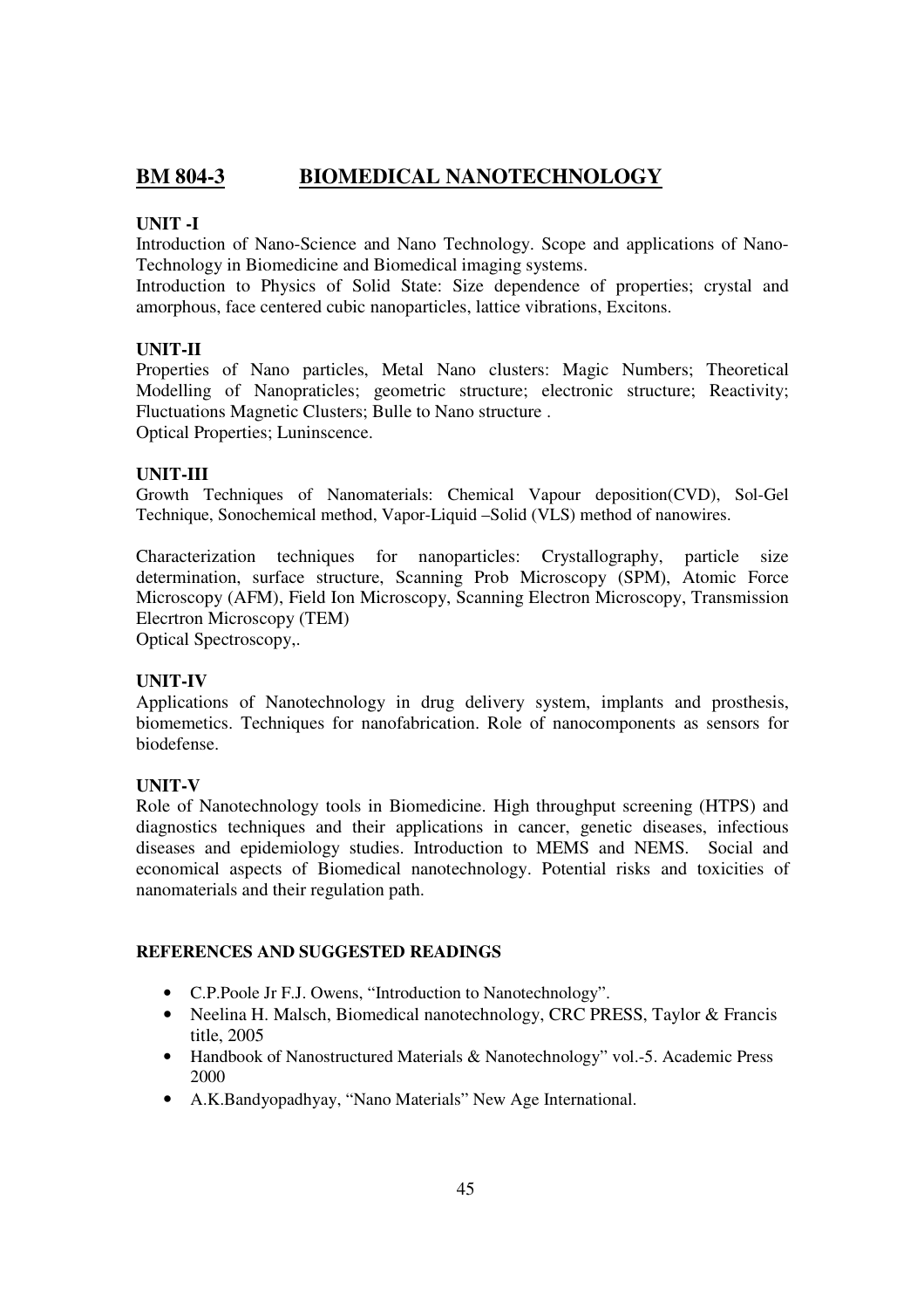## BM 804-3 BIOMEDICAL NANOTECHNOLOGY

### UNIT -I

Introduction of Nano-Science and Nano Technology. Scope and applications of Nano-Technology in Biomedicine and Biomedical imaging systems.

Introduction to Physics of Solid State: Size dependence of properties; crystal and amorphous, face centered cubic nanoparticles, lattice vibrations, Excitons.

### UNIT-II

Properties of Nano particles, Metal Nano clusters: Magic Numbers; Theoretical Modelling of Nanopraticles; geometric structure; electronic structure; Reactivity; Fluctuations Magnetic Clusters; Bulle to Nano structure .

Optical Properties; Luninscence.

### UNIT-III

Growth Techniques of Nanomaterials: Chemical Vapour deposition(CVD), Sol-Gel Technique, Sonochemical method, Vapor-Liquid –Solid (VLS) method of nanowires.

Characterization techniques for nanoparticles: Crystallography, particle size determination, surface structure, Scanning Prob Microscopy (SPM), Atomic Force Microscopy (AFM), Field Ion Microscopy, Scanning Electron Microscopy, Transmission Elecrtron Microscopy (TEM)

Optical Spectroscopy,.

### UNIT-IV

Applications of Nanotechnology in drug delivery system, implants and prosthesis, biomemetics. Techniques for nanofabrication. Role of nanocomponents as sensors for biodefense.

### UNIT-V

Role of Nanotechnology tools in Biomedicine. High throughput screening (HTPS) and diagnostics techniques and their applications in cancer, genetic diseases, infectious diseases and epidemiology studies. Introduction to MEMS and NEMS. Social and economical aspects of Biomedical nanotechnology. Potential risks and toxicities of nanomaterials and their regulation path.

### REFERENCES AND SUGGESTED READINGS

- C.P.Poole Jr F.J. Owens, “Introduction to Nanotechnology”.
- Neelina H. Malsch, Biomedical nanotechnology, CRC PRESS, Taylor & Francis title, 2005
- Handbook of Nanostructured Materials & Nanotechnology” vol.-5. Academic Press 2000
- A.K.Bandyopadhyay, “Nano Materials” New Age International.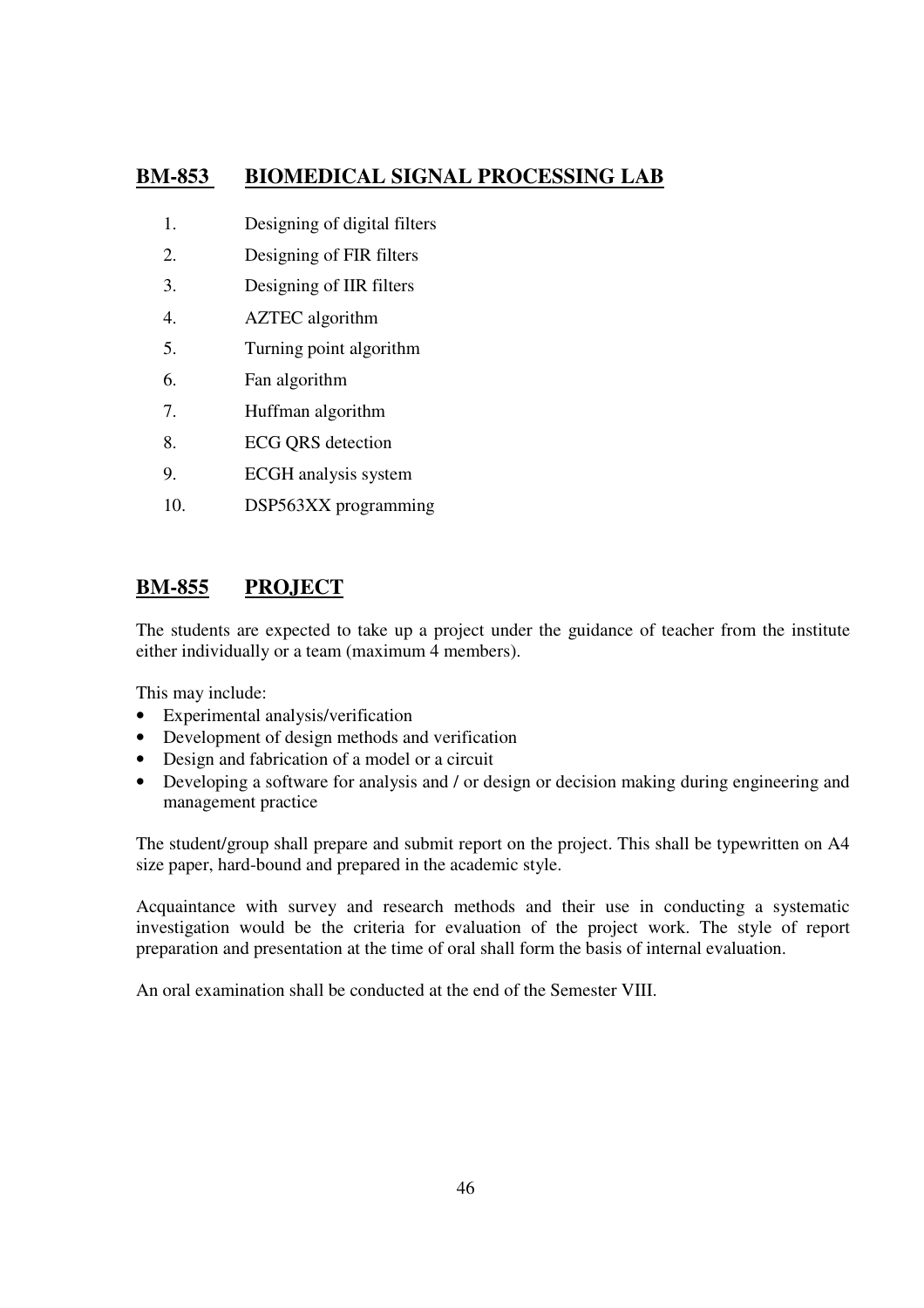## BM-853 BIOMEDICAL SIGNAL PROCESSING LAB

1. Designing of digital filters
2. Designing of FIR filters
3. Designing of IIR filters
4. AZTEC algorithm
5. Turning point algorithm
6. Fan algorithm
7. Huffman algorithm
8. ECG QRS detection
9. ECGH analysis system
10. DSP563XX programming

## BM-855 PROJECT

The students are expected to take up a project under the guidance of teacher from the institute either individually or a team (maximum 4 members).

This may include:

- Experimental analysis/verification
- Development of design methods and verification
- Design and fabrication of a model or a circuit
- Developing a software for analysis and / or design or decision making during engineering and management practice

The student/group shall prepare and submit report on the project. This shall be typewritten on A4 size paper, hard-bound and prepared in the academic style.

Acquaintance with survey and research methods and their use in conducting a systematic investigation would be the criteria for evaluation of the project work. The style of report preparation and presentation at the time of oral shall form the basis of internal evaluation.

An oral examination shall be conducted at the end of the Semester VIII.